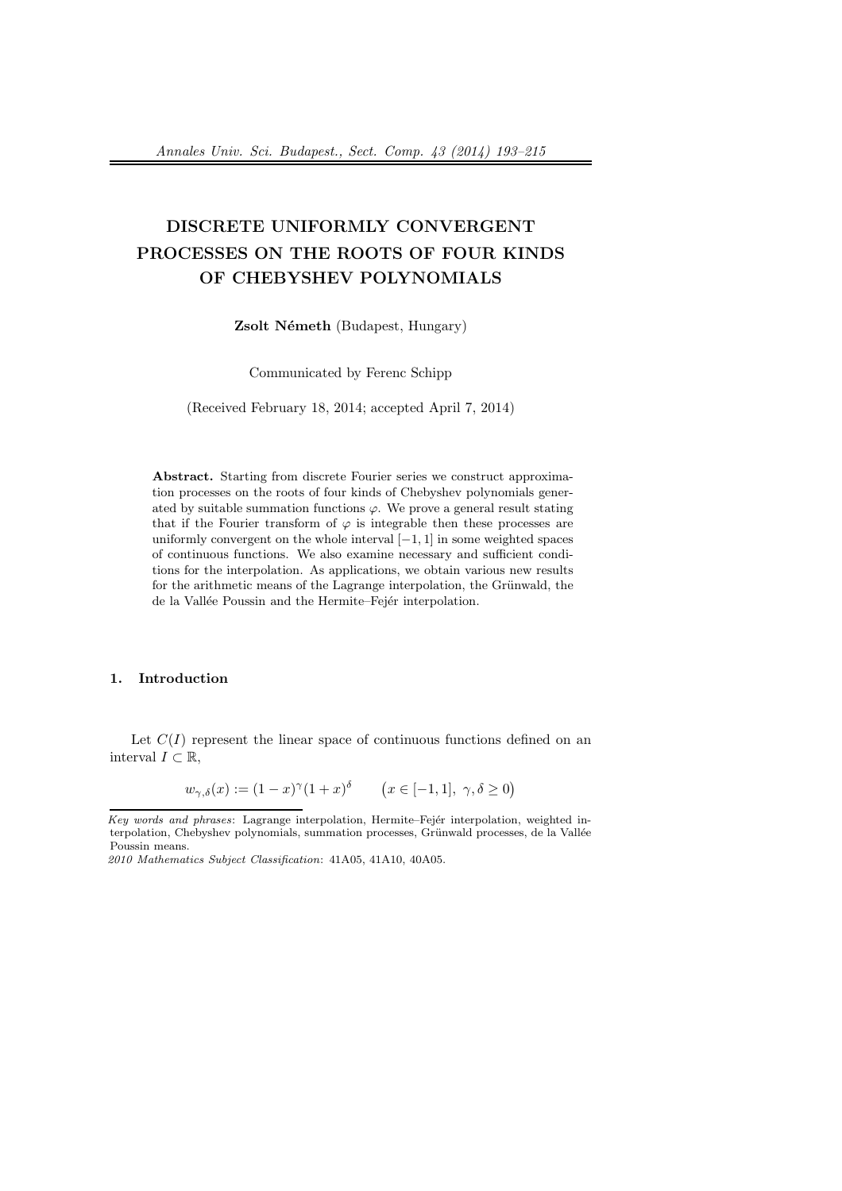# DISCRETE UNIFORMLY CONVERGENT PROCESSES ON THE ROOTS OF FOUR KINDS OF CHEBYSHEV POLYNOMIALS

**Zsolt Németh** (Budapest, Hungary)

Communicated by Ferenc Schipp

(Received February 18, 2014; accepted April 7, 2014)

**Abstract.** Starting from discrete Fourier series we construct approximation processes on the roots of four kinds of Chebyshev polynomials generated by suitable summation functions $\varphi$. We prove a general result stating that if the Fourier transform of $\varphi$ is integrable then these processes are uniformly convergent on the whole interval $[-1, 1]$ in some weighted spaces of continuous functions. We also examine necessary and sufficient conditions for the interpolation. As applications, we obtain various new results for the arithmetic means of the Lagrange interpolation, the Grünwald, the de la Vallée Poussin and the Hermite–Fejér interpolation.

## 1. Introduction

Let $C(I)$ represent the linear space of continuous functions defined on an interval $I \subset \mathbb{R}$,

$$w_{\gamma,\delta}(x) := (1-x)^{\gamma}(1+x)^{\delta} \qquad \big(x \in [-1,1],\ \gamma, \delta \geq 0\big)$$

---

*Key words and phrases*: Lagrange interpolation, Hermite–Fejér interpolation, weighted interpolation, Chebyshev polynomials, summation processes, Grünwald processes, de la Vallée Poussin means.

*2010 Mathematics Subject Classification*: 41A05, 41A10, 40A05.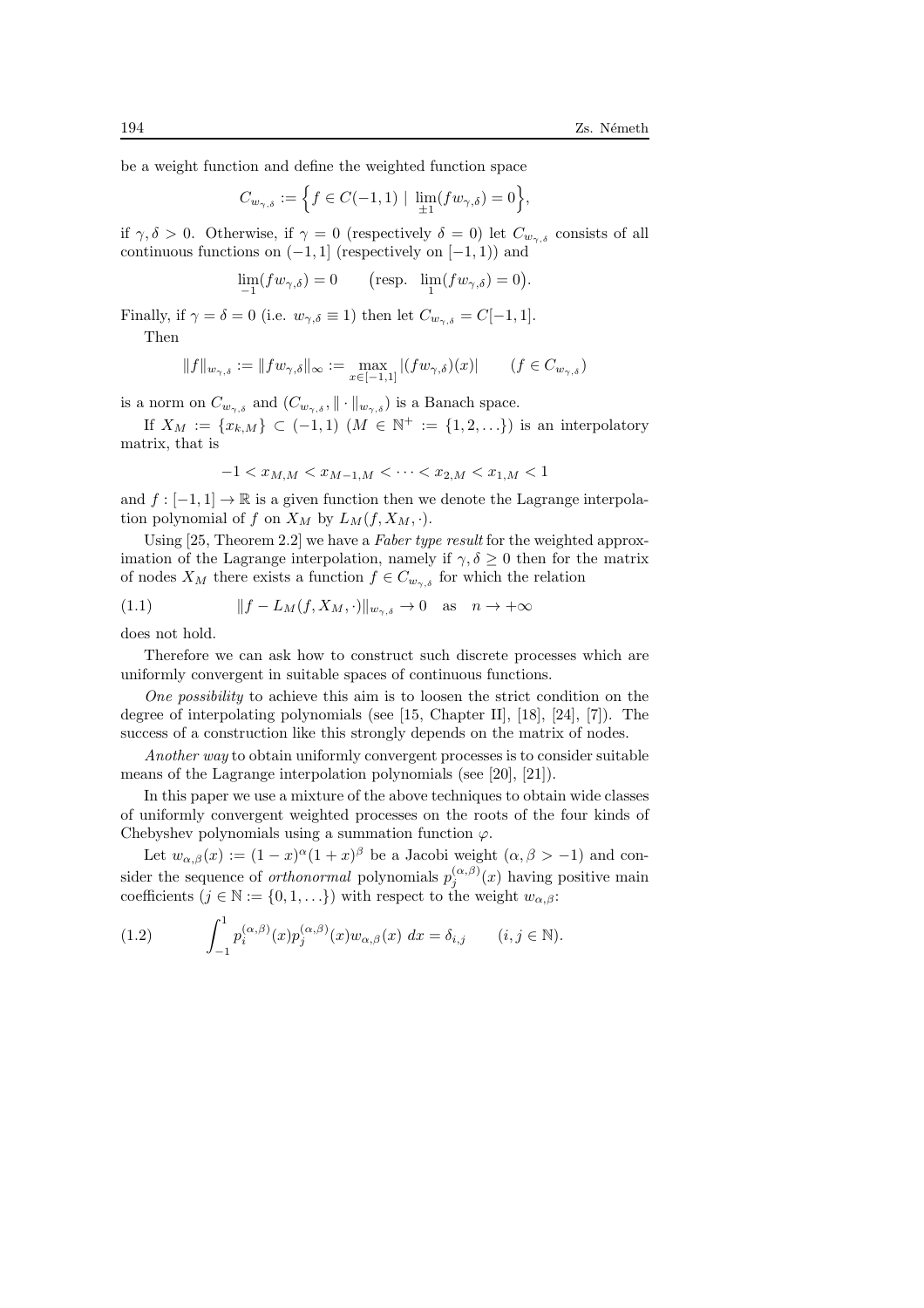be a weight function and define the weighted function space

$$C_{w_{\gamma,\delta}} := \Big\{ f \in C(-1,1) \mid \lim_{\pm 1} (f w_{\gamma,\delta}) = 0 \Big\},$$

if $\gamma, \delta > 0$. Otherwise, if $\gamma = 0$ (respectively $\delta = 0$) let $C_{w_{\gamma,\delta}}$ consists of all continuous functions on $(-1,1]$ (respectively on $[-1,1)$) and

$$\lim_{-1}(f w_{\gamma,\delta}) = 0 \qquad \big(\text{resp. } \lim_{1}(f w_{\gamma,\delta}) = 0\big).$$

Finally, if $\gamma = \delta = 0$ (i.e. $w_{\gamma,\delta} \equiv 1$) then let $C_{w_{\gamma,\delta}} = C[-1,1]$.

Then

$$\|f\|_{w_{\gamma,\delta}} := \|f w_{\gamma,\delta}\|_\infty := \max_{x \in [-1,1]} |(f w_{\gamma,\delta})(x)| \qquad (f \in C_{w_{\gamma,\delta}})$$

is a norm on $C_{w_{\gamma,\delta}}$ and $(C_{w_{\gamma,\delta}}, \|\cdot\|_{w_{\gamma,\delta}})$ is a Banach space.

If $X_M := \{x_{k,M}\} \subset (-1,1)$ $(M \in \mathbb{N}^+ := \{1,2,\ldots\})$ is an interpolatory matrix, that is

$$-1 < x_{M,M} < x_{M-1,M} < \cdots < x_{2,M} < x_{1,M} < 1$$

and $f : [-1,1] \to \mathbb{R}$ is a given function then we denote the Lagrange interpolation polynomial of $f$ on $X_M$ by $L_M(f, X_M, \cdot)$.

Using [25, Theorem 2.2] we have a *Faber type result* for the weighted approximation of the Lagrange interpolation, namely if $\gamma, \delta \geq 0$ then for the matrix of nodes $X_M$ there exists a function $f \in C_{w_{\gamma,\delta}}$ for which the relation

$$\|f - L_M(f, X_M, \cdot)\|_{w_{\gamma,\delta}} \to 0 \quad \text{as} \quad n \to +\infty \tag{1.1}$$

does not hold.

Therefore we can ask how to construct such discrete processes which are uniformly convergent in suitable spaces of continuous functions.

*One possibility* to achieve this aim is to loosen the strict condition on the degree of interpolating polynomials (see [15, Chapter II], [18], [24], [7]). The success of a construction like this strongly depends on the matrix of nodes.

*Another way* to obtain uniformly convergent processes is to consider suitable means of the Lagrange interpolation polynomials (see [20], [21]).

In this paper we use a mixture of the above techniques to obtain wide classes of uniformly convergent weighted processes on the roots of the four kinds of Chebyshev polynomials using a summation function $\varphi$.

Let $w_{\alpha,\beta}(x) := (1-x)^\alpha (1+x)^\beta$ be a Jacobi weight $(\alpha, \beta > -1)$ and consider the sequence of *orthonormal* polynomials $p_j^{(\alpha,\beta)}(x)$ having positive main coefficients $(j \in \mathbb{N} := \{0,1,\ldots\})$ with respect to the weight $w_{\alpha,\beta}$:

$$\int_{-1}^{1} p_i^{(\alpha,\beta)}(x) p_j^{(\alpha,\beta)}(x) w_{\alpha,\beta}(x)\, dx = \delta_{i,j} \qquad (i,j \in \mathbb{N}). \tag{1.2}$$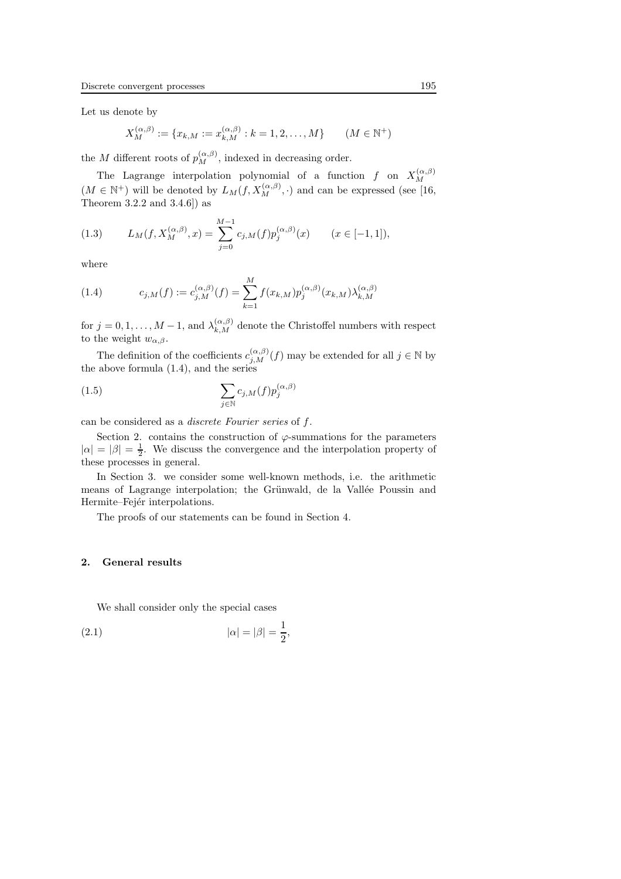Let us denote by

$$X_M^{(\alpha,\beta)} := \{x_{k,M} := x_{k,M}^{(\alpha,\beta)} : k = 1, 2, \ldots, M\} \qquad (M \in \mathbb{N}^+)$$

the $M$ different roots of $p_M^{(\alpha,\beta)}$, indexed in decreasing order.

The Lagrange interpolation polynomial of a function $f$ on $X_M^{(\alpha,\beta)}$ $(M \in \mathbb{N}^+)$ will be denoted by $L_M(f, X_M^{(\alpha,\beta)}, \cdot)$ and can be expressed (see [16, Theorem 3.2.2 and 3.4.6]) as

$$L_M(f, X_M^{(\alpha,\beta)}, x) = \sum_{j=0}^{M-1} c_{j,M}(f) p_j^{(\alpha,\beta)}(x) \qquad (x \in [-1, 1]), \tag{1.3}$$

where

$$c_{j,M}(f) := c_{j,M}^{(\alpha,\beta)}(f) = \sum_{k=1}^{M} f(x_{k,M}) p_j^{(\alpha,\beta)}(x_{k,M}) \lambda_{k,M}^{(\alpha,\beta)} \tag{1.4}$$

for $j = 0, 1, \ldots, M-1$, and $\lambda_{k,M}^{(\alpha,\beta)}$ denote the Christoffel numbers with respect to the weight $w_{\alpha,\beta}$.

The definition of the coefficients $c_{j,M}^{(\alpha,\beta)}(f)$ may be extended for all $j \in \mathbb{N}$ by the above formula (1.4), and the series

$$\sum_{j \in \mathbb{N}} c_{j,M}(f) p_j^{(\alpha,\beta)} \tag{1.5}$$

can be considered as a *discrete Fourier series* of $f$.

Section 2. contains the construction of $\varphi$-summations for the parameters $|\alpha| = |\beta| = \frac{1}{2}$. We discuss the convergence and the interpolation property of these processes in general.

In Section 3. we consider some well-known methods, i.e. the arithmetic means of Lagrange interpolation; the Grünwald, de la Vallée Poussin and Hermite–Fejér interpolations.

The proofs of our statements can be found in Section 4.

## 2. General results

We shall consider only the special cases

$$|\alpha| = |\beta| = \frac{1}{2}, \tag{2.1}$$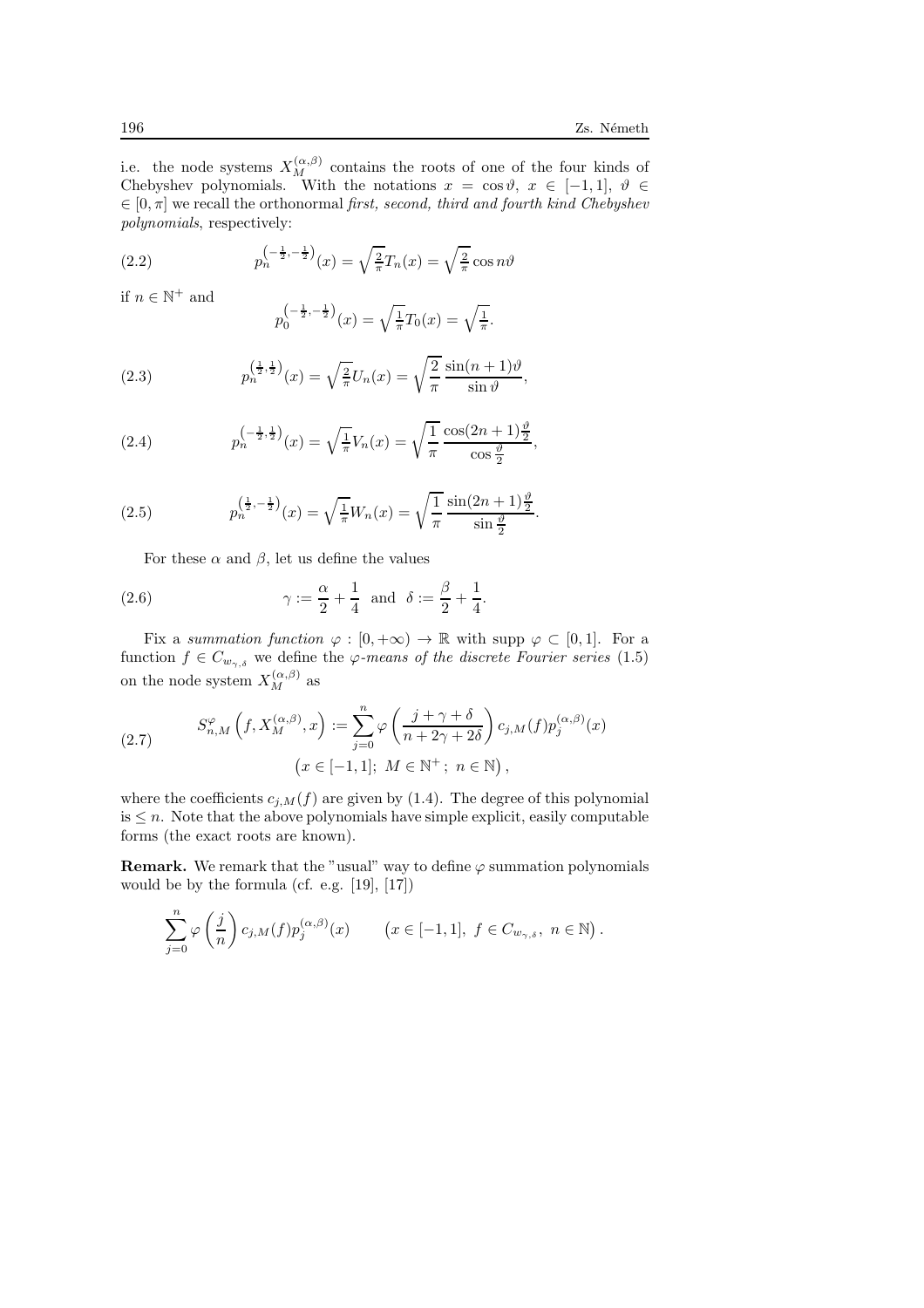i.e. the node systems $X_M^{(\alpha,\beta)}$ contains the roots of one of the four kinds of Chebyshev polynomials. With the notations $x = \cos\vartheta$, $x \in [-1,1]$, $\vartheta \in [0,\pi]$ we recall the orthonormal *first, second, third and fourth kind Chebyshev polynomials*, respectively:

$$p_n^{\left(-\frac{1}{2},-\frac{1}{2}\right)}(x) = \sqrt{\tfrac{2}{\pi}}T_n(x) = \sqrt{\tfrac{2}{\pi}}\cos n\vartheta \tag{2.2}$$

if $n \in \mathbb{N}^+$ and

$$p_0^{\left(-\frac{1}{2},-\frac{1}{2}\right)}(x) = \sqrt{\tfrac{1}{\pi}}T_0(x) = \sqrt{\tfrac{1}{\pi}}.$$

$$p_n^{\left(\frac{1}{2},\frac{1}{2}\right)}(x) = \sqrt{\tfrac{2}{\pi}}U_n(x) = \sqrt{\frac{2}{\pi}}\,\frac{\sin(n+1)\vartheta}{\sin\vartheta}, \tag{2.3}$$

$$p_n^{\left(-\frac{1}{2},\frac{1}{2}\right)}(x) = \sqrt{\tfrac{1}{\pi}}V_n(x) = \sqrt{\frac{1}{\pi}}\,\frac{\cos(2n+1)\frac{\vartheta}{2}}{\cos\frac{\vartheta}{2}}, \tag{2.4}$$

$$p_n^{\left(\frac{1}{2},-\frac{1}{2}\right)}(x) = \sqrt{\tfrac{1}{\pi}}W_n(x) = \sqrt{\frac{1}{\pi}}\,\frac{\sin(2n+1)\frac{\vartheta}{2}}{\sin\frac{\vartheta}{2}}. \tag{2.5}$$

For these $\alpha$ and $\beta$, let us define the values

$$\gamma := \frac{\alpha}{2} + \frac{1}{4} \quad \text{and} \quad \delta := \frac{\beta}{2} + \frac{1}{4}. \tag{2.6}$$

Fix a *summation function* $\varphi : [0,+\infty) \to \mathbb{R}$ with $\operatorname{supp}\varphi \subset [0,1]$. For a function $f \in C_{w_{\gamma,\delta}}$ we define the *$\varphi$-means of the discrete Fourier series* (1.5) on the node system $X_M^{(\alpha,\beta)}$ as

$$S_{n,M}^{\varphi}\left(f, X_M^{(\alpha,\beta)}, x\right) := \sum_{j=0}^{n} \varphi\left(\frac{j+\gamma+\delta}{n+2\gamma+2\delta}\right) c_{j,M}(f) p_j^{(\alpha,\beta)}(x) \tag{2.7}$$
$$\left(x \in [-1,1];\ M \in \mathbb{N}^+;\ n \in \mathbb{N}\right),$$

where the coefficients $c_{j,M}(f)$ are given by (1.4). The degree of this polynomial is $\le n$. Note that the above polynomials have simple explicit, easily computable forms (the exact roots are known).

**Remark.** We remark that the "usual" way to define $\varphi$ summation polynomials would be by the formula (cf. e.g. [19], [17])

$$\sum_{j=0}^{n} \varphi\left(\frac{j}{n}\right) c_{j,M}(f) p_j^{(\alpha,\beta)}(x) \qquad \left(x \in [-1,1],\ f \in C_{w_{\gamma,\delta}},\ n \in \mathbb{N}\right).$$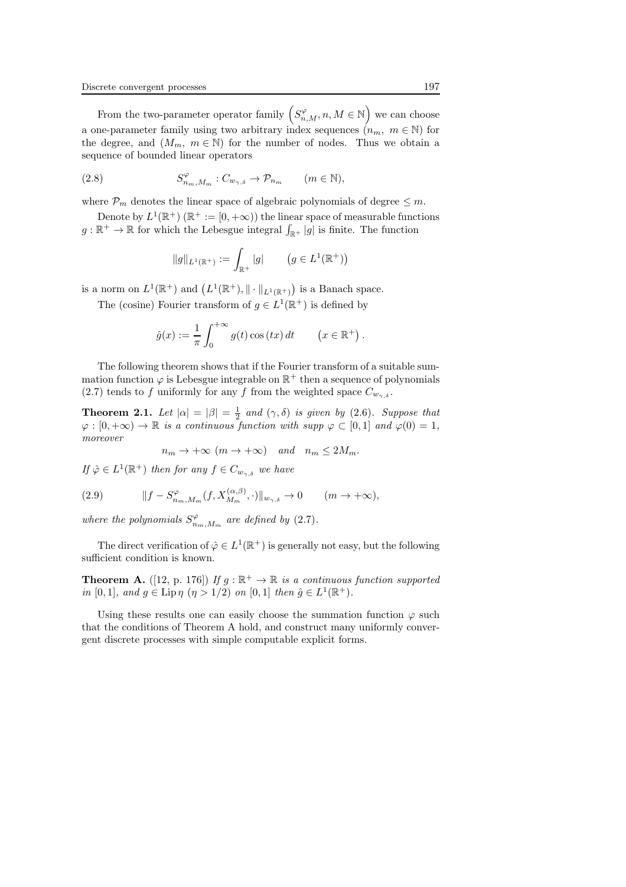From the two-parameter operator family $\left(S^{\varphi}_{n,M}, n, M \in \mathbb{N}\right)$ we can choose a one-parameter family using two arbitrary index sequences $(n_m,\ m \in \mathbb{N})$ for the degree, and $(M_m,\ m \in \mathbb{N})$ for the number of nodes. Thus we obtain a sequence of bounded linear operators

$$S^{\varphi}_{n_m,M_m} : C_{w_{\gamma,\delta}} \to \mathcal{P}_{n_m} \qquad (m \in \mathbb{N}), \tag{2.8}$$

where $\mathcal{P}_m$ denotes the linear space of algebraic polynomials of degree $\leq m$.

Denote by $L^1(\mathbb{R}^+)$ ($\mathbb{R}^+ := [0, +\infty)$) the linear space of measurable functions $g : \mathbb{R}^+ \to \mathbb{R}$ for which the Lebesgue integral $\int_{\mathbb{R}^+} |g|$ is finite. The function

$$\|g\|_{L^1(\mathbb{R}^+)} := \int_{\mathbb{R}^+} |g| \qquad \left(g \in L^1(\mathbb{R}^+)\right)$$

is a norm on $L^1(\mathbb{R}^+)$ and $\left(L^1(\mathbb{R}^+), \|\cdot\|_{L^1(\mathbb{R}^+)}\right)$ is a Banach space.

The (cosine) Fourier transform of $g \in L^1(\mathbb{R}^+)$ is defined by

$$\hat{g}(x) := \frac{1}{\pi} \int_0^{+\infty} g(t) \cos(tx)\, dt \qquad \left(x \in \mathbb{R}^+\right).$$

The following theorem shows that if the Fourier transform of a suitable summation function $\varphi$ is Lebesgue integrable on $\mathbb{R}^+$ then a sequence of polynomials (2.7) tends to $f$ uniformly for any $f$ from the weighted space $C_{w_{\gamma,\delta}}$.

**Theorem 2.1.** *Let $|\alpha| = |\beta| = \frac{1}{2}$ and $(\gamma, \delta)$ is given by (2.6). Suppose that $\varphi : [0, +\infty) \to \mathbb{R}$ is a continuous function with supp $\varphi \subset [0, 1]$ and $\varphi(0) = 1$, moreover*

$$n_m \to +\infty \ (m \to +\infty) \quad \text{and} \quad n_m \leq 2M_m.$$

*If $\hat{\varphi} \in L^1(\mathbb{R}^+)$ then for any $f \in C_{w_{\gamma,\delta}}$ we have*

$$\|f - S^{\varphi}_{n_m,M_m}(f, X^{(\alpha,\beta)}_{M_m}, \cdot)\|_{w_{\gamma,\delta}} \to 0 \qquad (m \to +\infty), \tag{2.9}$$

*where the polynomials $S^{\varphi}_{n_m,M_m}$ are defined by (2.7).*

The direct verification of $\hat{\varphi} \in L^1(\mathbb{R}^+)$ is generally not easy, but the following sufficient condition is known.

**Theorem A.** ([12, p. 176]) *If $g : \mathbb{R}^+ \to \mathbb{R}$ is a continuous function supported in $[0, 1]$, and $g \in \operatorname{Lip} \eta$ $(\eta > 1/2)$ on $[0, 1]$ then $\hat{g} \in L^1(\mathbb{R}^+)$.*

Using these results one can easily choose the summation function $\varphi$ such that the conditions of Theorem A hold, and construct many uniformly convergent discrete processes with simple computable explicit forms.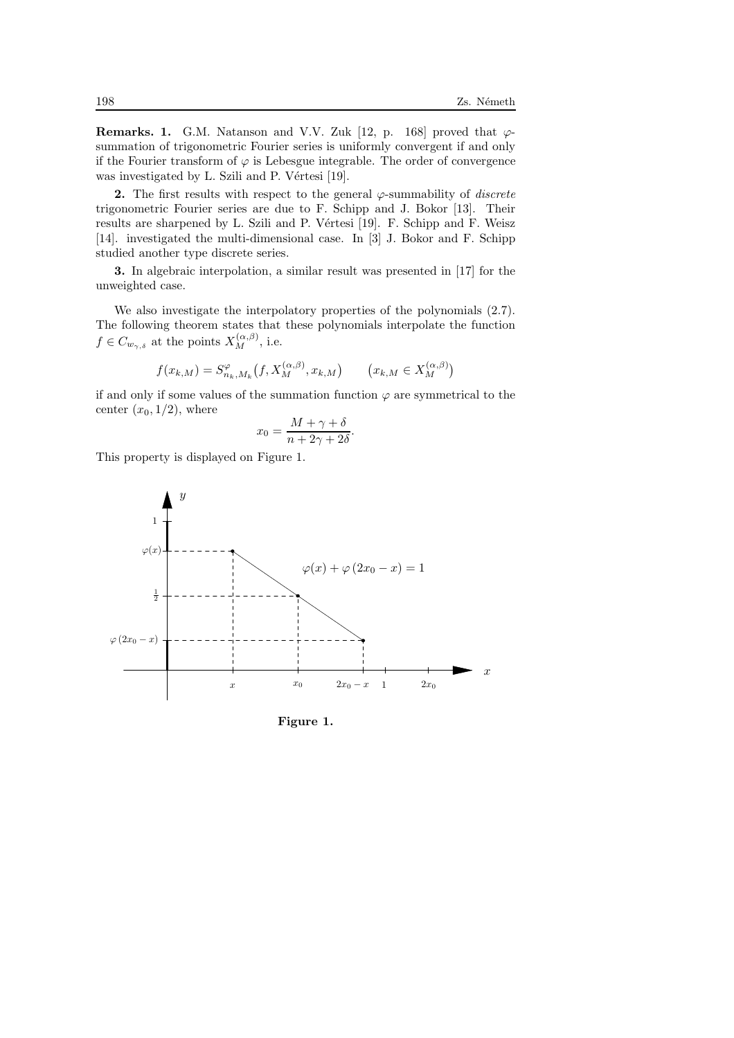**Remarks. 1.** G.M. Natanson and V.V. Zuk [12, p. 168] proved that $\varphi$-summation of trigonometric Fourier series is uniformly convergent if and only if the Fourier transform of $\varphi$ is Lebesgue integrable. The order of convergence was investigated by L. Szili and P. Vértesi [19].

**2.** The first results with respect to the general $\varphi$-summability of *discrete* trigonometric Fourier series are due to F. Schipp and J. Bokor [13]. Their results are sharpened by L. Szili and P. Vértesi [19]. F. Schipp and F. Weisz [14]. investigated the multi-dimensional case. In [3] J. Bokor and F. Schipp studied another type discrete series.

**3.** In algebraic interpolation, a similar result was presented in [17] for the unweighted case.

We also investigate the interpolatory properties of the polynomials (2.7). The following theorem states that these polynomials interpolate the function $f \in C_{w_{\gamma,\delta}}$ at the points $X_M^{(\alpha,\beta)}$, i.e.

$$f(x_{k,M}) = S^{\varphi}_{n_k,M_k}\big(f, X_M^{(\alpha,\beta)}, x_{k,M}\big) \qquad \big(x_{k,M} \in X_M^{(\alpha,\beta)}\big)$$

if and only if some values of the summation function $\varphi$ are symmetrical to the center $(x_0, 1/2)$, where

$$x_0 = \frac{M + \gamma + \delta}{n + 2\gamma + 2\delta}.$$

This property is displayed on Figure 1.

**Figure 1.**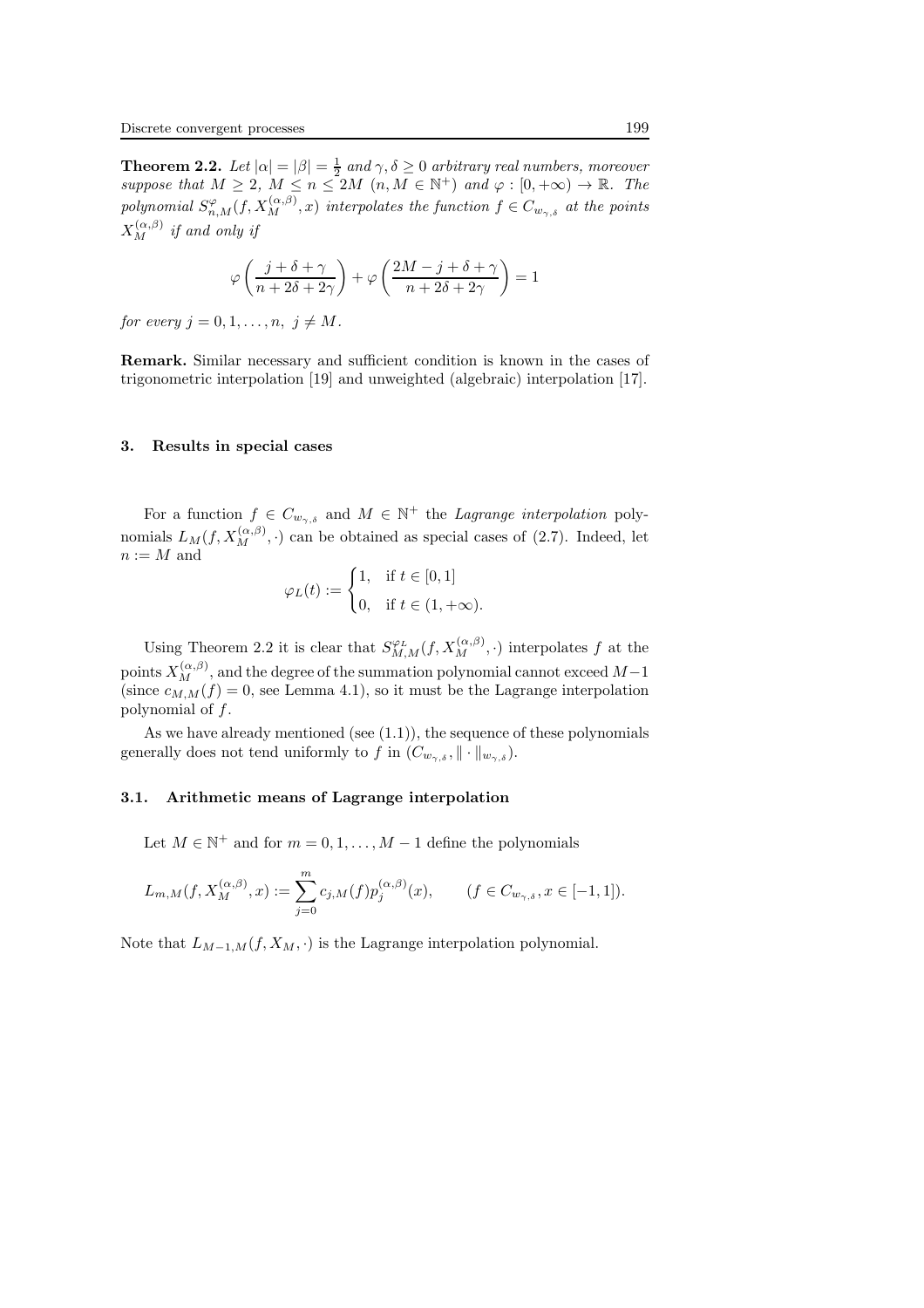**Theorem 2.2.** *Let $|\alpha| = |\beta| = \frac{1}{2}$ and $\gamma, \delta \geq 0$ arbitrary real numbers, moreover suppose that $M \geq 2$, $M \leq n \leq 2M$ $(n, M \in \mathbb{N}^+)$ and $\varphi : [0, +\infty) \to \mathbb{R}$. The polynomial $S^{\varphi}_{n,M}(f, X^{(\alpha,\beta)}_M, x)$ interpolates the function $f \in C_{w_{\gamma,\delta}}$ at the points $X^{(\alpha,\beta)}_M$ if and only if*

$$\varphi\left(\frac{j + \delta + \gamma}{n + 2\delta + 2\gamma}\right) + \varphi\left(\frac{2M - j + \delta + \gamma}{n + 2\delta + 2\gamma}\right) = 1$$

*for every $j = 0, 1, \ldots, n,\ j \neq M$.*

**Remark.** Similar necessary and sufficient condition is known in the cases of trigonometric interpolation [19] and unweighted (algebraic) interpolation [17].

## 3. Results in special cases

For a function $f \in C_{w_{\gamma,\delta}}$ and $M \in \mathbb{N}^+$ the *Lagrange interpolation* polynomials $L_M(f, X^{(\alpha,\beta)}_M, \cdot)$ can be obtained as special cases of (2.7). Indeed, let $n := M$ and

$$\varphi_L(t) := \begin{cases} 1, & \text{if } t \in [0, 1] \\ 0, & \text{if } t \in (1, +\infty). \end{cases}$$

Using Theorem 2.2 it is clear that $S^{\varphi_L}_{M,M}(f, X^{(\alpha,\beta)}_M, \cdot)$ interpolates $f$ at the points $X^{(\alpha,\beta)}_M$, and the degree of the summation polynomial cannot exceed $M-1$ (since $c_{M,M}(f) = 0$, see Lemma 4.1), so it must be the Lagrange interpolation polynomial of $f$.

As we have already mentioned (see (1.1)), the sequence of these polynomials generally does not tend uniformly to $f$ in $(C_{w_{\gamma,\delta}}, \|\cdot\|_{w_{\gamma,\delta}})$.

### 3.1. Arithmetic means of Lagrange interpolation

Let $M \in \mathbb{N}^+$ and for $m = 0, 1, \ldots, M-1$ define the polynomials

$$L_{m,M}(f, X^{(\alpha,\beta)}_M, x) := \sum_{j=0}^{m} c_{j,M}(f) p^{(\alpha,\beta)}_j(x), \qquad (f \in C_{w_{\gamma,\delta}}, x \in [-1, 1]).$$

Note that $L_{M-1,M}(f, X_M, \cdot)$ is the Lagrange interpolation polynomial.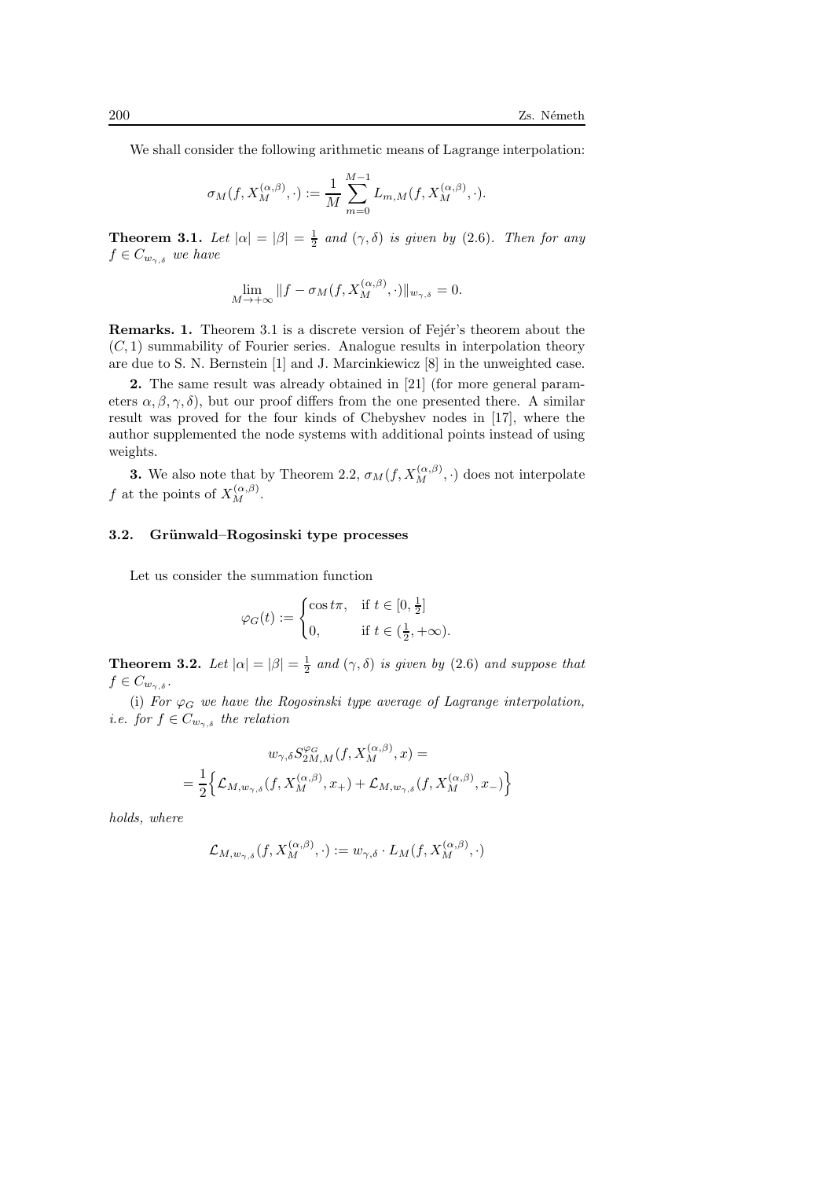We shall consider the following arithmetic means of Lagrange interpolation:

$$\sigma_M(f, X_M^{(\alpha,\beta)}, \cdot) := \frac{1}{M} \sum_{m=0}^{M-1} L_{m,M}(f, X_M^{(\alpha,\beta)}, \cdot).$$

**Theorem 3.1.** *Let $|\alpha| = |\beta| = \frac{1}{2}$ and $(\gamma, \delta)$ is given by (2.6). Then for any $f \in C_{w_{\gamma,\delta}}$ we have*

$$\lim_{M \to +\infty} \|f - \sigma_M(f, X_M^{(\alpha,\beta)}, \cdot)\|_{w_{\gamma,\delta}} = 0.$$

**Remarks. 1.** Theorem 3.1 is a discrete version of Fejér's theorem about the $(C, 1)$ summability of Fourier series. Analogue results in interpolation theory are due to S. N. Bernstein [1] and J. Marcinkiewicz [8] in the unweighted case.

**2.** The same result was already obtained in [21] (for more general parameters $\alpha, \beta, \gamma, \delta$), but our proof differs from the one presented there. A similar result was proved for the four kinds of Chebyshev nodes in [17], where the author supplemented the node systems with additional points instead of using weights.

**3.** We also note that by Theorem 2.2, $\sigma_M(f, X_M^{(\alpha,\beta)}, \cdot)$ does not interpolate $f$ at the points of $X_M^{(\alpha,\beta)}$.

### 3.2. Grünwald–Rogosinski type processes

Let us consider the summation function

$$\varphi_G(t) := \begin{cases} \cos t\pi, & \text{if } t \in [0, \frac{1}{2}] \\ 0, & \text{if } t \in (\frac{1}{2}, +\infty). \end{cases}$$

**Theorem 3.2.** *Let $|\alpha| = |\beta| = \frac{1}{2}$ and $(\gamma, \delta)$ is given by (2.6) and suppose that $f \in C_{w_{\gamma,\delta}}$.*

(i) *For $\varphi_G$ we have the Rogosinski type average of Lagrange interpolation, i.e. for $f \in C_{w_{\gamma,\delta}}$ the relation*

$$w_{\gamma,\delta} S_{2M,M}^{\varphi_G}(f, X_M^{(\alpha,\beta)}, x) =$$
$$= \frac{1}{2} \Big\{ \mathcal{L}_{M,w_{\gamma,\delta}}(f, X_M^{(\alpha,\beta)}, x_+) + \mathcal{L}_{M,w_{\gamma,\delta}}(f, X_M^{(\alpha,\beta)}, x_-) \Big\}$$

*holds, where*

$$\mathcal{L}_{M,w_{\gamma,\delta}}(f, X_M^{(\alpha,\beta)}, \cdot) := w_{\gamma,\delta} \cdot L_M(f, X_M^{(\alpha,\beta)}, \cdot)$$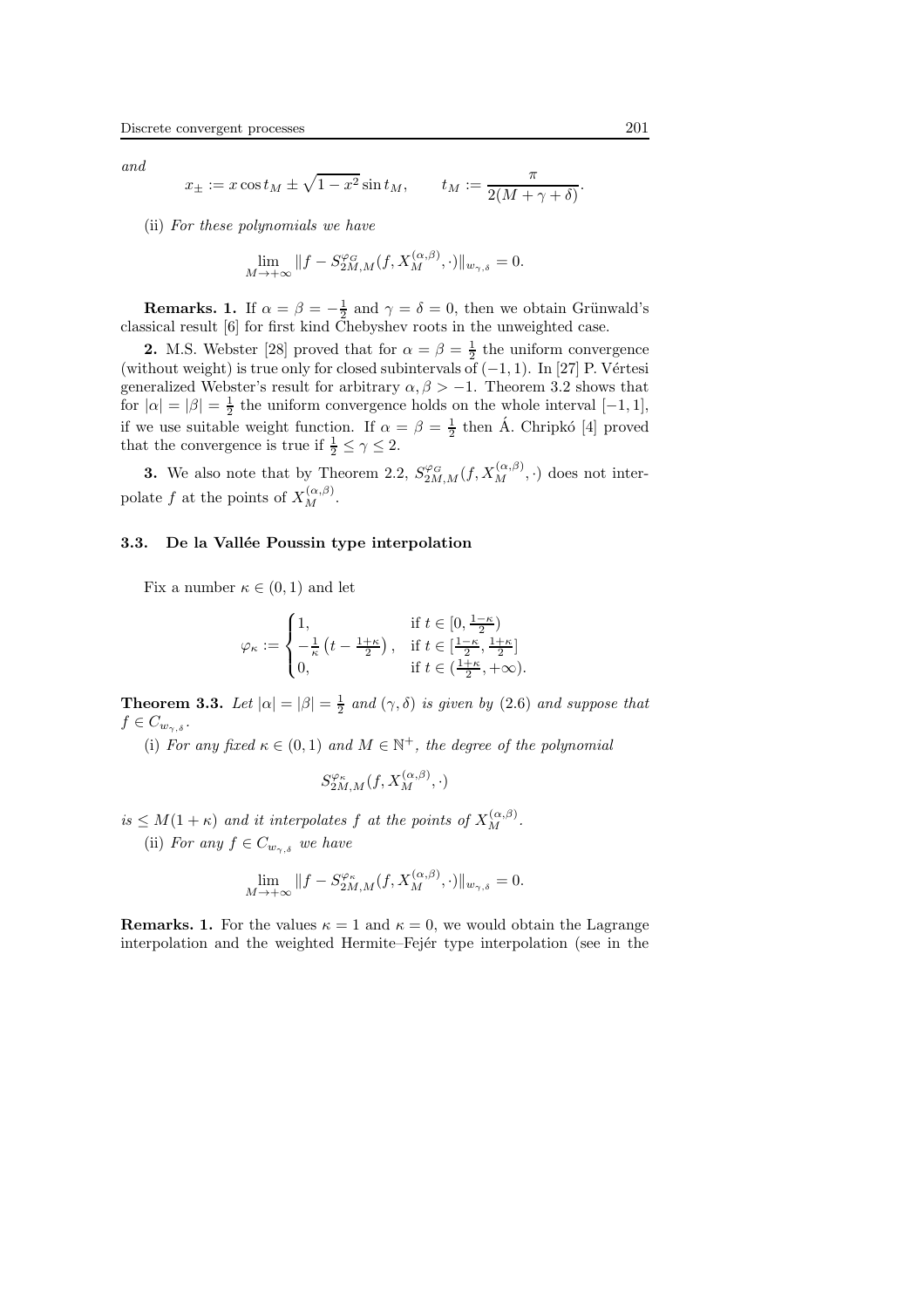*and*

$$x_{\pm} := x \cos t_M \pm \sqrt{1-x^2} \sin t_M, \qquad t_M := \frac{\pi}{2(M+\gamma+\delta)}.$$

(ii) *For these polynomials we have*

$$\lim_{M\to+\infty} \|f - S^{\varphi_G}_{2M,M}(f, X^{(\alpha,\beta)}_M, \cdot)\|_{w_{\gamma,\delta}} = 0.$$

**Remarks. 1.** If $\alpha = \beta = -\frac{1}{2}$ and $\gamma = \delta = 0$, then we obtain Grünwald's classical result [6] for first kind Chebyshev roots in the unweighted case.

**2.** M.S. Webster [28] proved that for $\alpha = \beta = \frac{1}{2}$ the uniform convergence (without weight) is true only for closed subintervals of $(-1, 1)$. In [27] P. Vértesi generalized Webster's result for arbitrary $\alpha, \beta > -1$. Theorem 3.2 shows that for $|\alpha| = |\beta| = \frac{1}{2}$ the uniform convergence holds on the whole interval $[-1, 1]$, if we use suitable weight function. If $\alpha = \beta = \frac{1}{2}$ then Á. Chripkó [4] proved that the convergence is true if $\frac{1}{2} \le \gamma \le 2$.

**3.** We also note that by Theorem 2.2, $S^{\varphi_G}_{2M,M}(f, X^{(\alpha,\beta)}_M, \cdot)$ does not interpolate $f$ at the points of $X^{(\alpha,\beta)}_M$.

### 3.3. De la Vallée Poussin type interpolation

Fix a number $\kappa \in (0, 1)$ and let

$$\varphi_\kappa := \begin{cases} 1, & \text{if } t \in [0, \frac{1-\kappa}{2}) \\ -\frac{1}{\kappa}\left(t - \frac{1+\kappa}{2}\right), & \text{if } t \in [\frac{1-\kappa}{2}, \frac{1+\kappa}{2}] \\ 0, & \text{if } t \in (\frac{1+\kappa}{2}, +\infty). \end{cases}$$

**Theorem 3.3.** *Let $|\alpha| = |\beta| = \frac{1}{2}$ and $(\gamma, \delta)$ is given by (2.6) and suppose that $f \in C_{w_{\gamma,\delta}}$.*

(i) *For any fixed $\kappa \in (0, 1)$ and $M \in \mathbb{N}^+$, the degree of the polynomial*

$$S^{\varphi_\kappa}_{2M,M}(f, X^{(\alpha,\beta)}_M, \cdot)$$

*is $\le M(1+\kappa)$ and it interpolates $f$ at the points of $X^{(\alpha,\beta)}_M$.*

(ii) *For any $f \in C_{w_{\gamma,\delta}}$ we have*

$$\lim_{M\to+\infty} \|f - S^{\varphi_\kappa}_{2M,M}(f, X^{(\alpha,\beta)}_M, \cdot)\|_{w_{\gamma,\delta}} = 0.$$

**Remarks. 1.** For the values $\kappa = 1$ and $\kappa = 0$, we would obtain the Lagrange interpolation and the weighted Hermite–Fejér type interpolation (see in the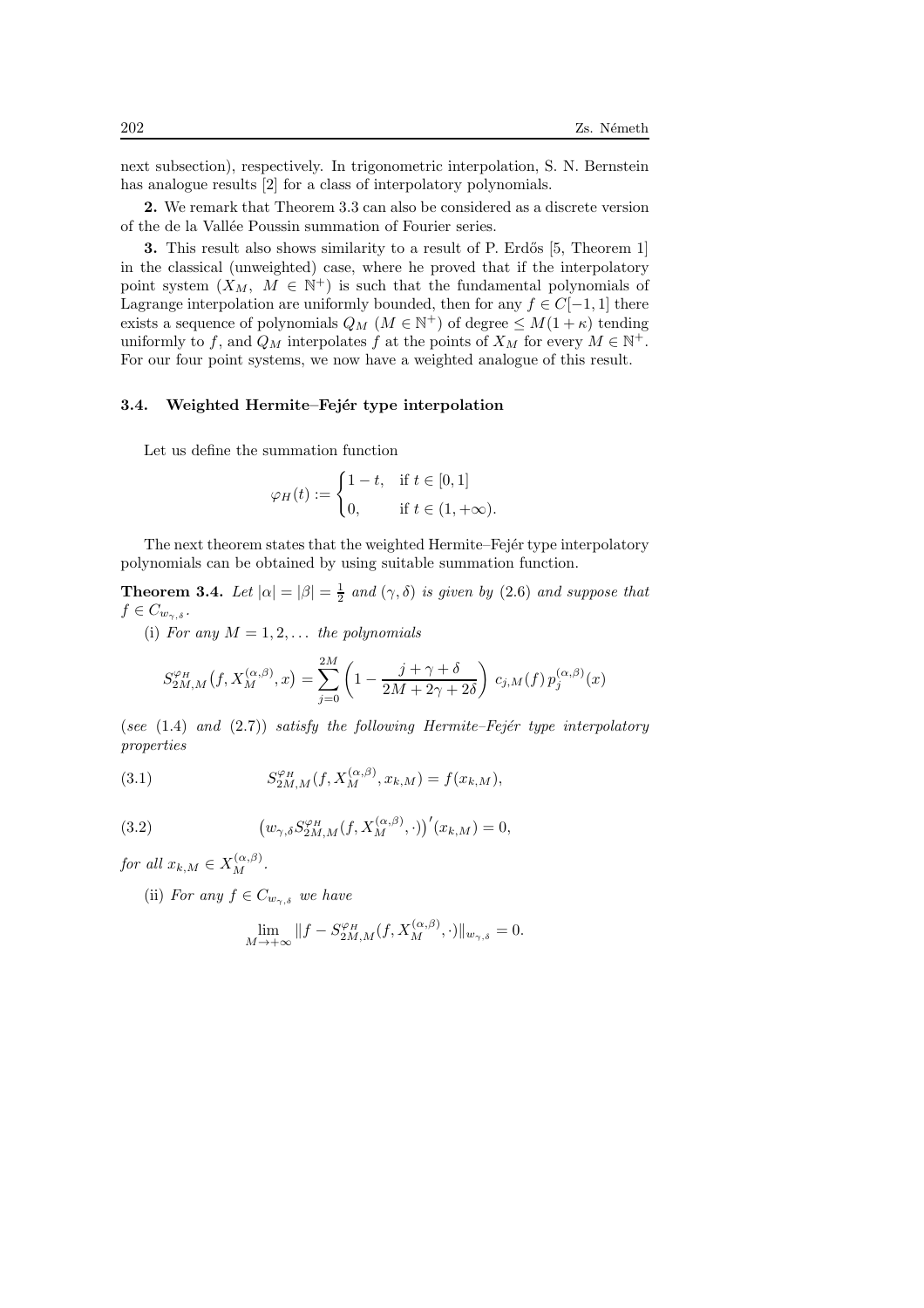next subsection), respectively. In trigonometric interpolation, S. N. Bernstein has analogue results [2] for a class of interpolatory polynomials.

**2.** We remark that Theorem 3.3 can also be considered as a discrete version of the de la Vallée Poussin summation of Fourier series.

**3.** This result also shows similarity to a result of P. Erdős [5, Theorem 1] in the classical (unweighted) case, where he proved that if the interpolatory point system $(X_M,\ M \in \mathbb{N}^+)$ is such that the fundamental polynomials of Lagrange interpolation are uniformly bounded, then for any $f \in C[-1,1]$ there exists a sequence of polynomials $Q_M$ $(M \in \mathbb{N}^+)$ of degree $\leq M(1+\kappa)$ tending uniformly to $f$, and $Q_M$ interpolates $f$ at the points of $X_M$ for every $M \in \mathbb{N}^+$. For our four point systems, we now have a weighted analogue of this result.

### 3.4. Weighted Hermite–Fejér type interpolation

Let us define the summation function

$$\varphi_H(t) := \begin{cases} 1-t, & \text{if } t \in [0,1] \\ 0, & \text{if } t \in (1,+\infty). \end{cases}$$

The next theorem states that the weighted Hermite–Fejér type interpolatory polynomials can be obtained by using suitable summation function.

**Theorem 3.4.** *Let $|\alpha| = |\beta| = \frac{1}{2}$ and $(\gamma,\delta)$ is given by (2.6) and suppose that $f \in C_{w_{\gamma,\delta}}$.*

(i) *For any $M = 1,2,\dots$ the polynomials*

$$S_{2M,M}^{\varphi_H}\big(f, X_M^{(\alpha,\beta)}, x\big) = \sum_{j=0}^{2M} \left(1 - \frac{j+\gamma+\delta}{2M+2\gamma+2\delta}\right) c_{j,M}(f)\, p_j^{(\alpha,\beta)}(x)$$

(*see* (1.4) *and* (2.7)) *satisfy the following Hermite–Fejér type interpolatory properties*

$$S_{2M,M}^{\varphi_H}(f, X_M^{(\alpha,\beta)}, x_{k,M}) = f(x_{k,M}), \tag{3.1}$$

$$\big(w_{\gamma,\delta} S_{2M,M}^{\varphi_H}(f, X_M^{(\alpha,\beta)}, \cdot)\big)'(x_{k,M}) = 0, \tag{3.2}$$

*for all $x_{k,M} \in X_M^{(\alpha,\beta)}$.*

(ii) *For any $f \in C_{w_{\gamma,\delta}}$ we have*

$$\lim_{M\to+\infty} \|f - S_{2M,M}^{\varphi_H}(f, X_M^{(\alpha,\beta)}, \cdot)\|_{w_{\gamma,\delta}} = 0.$$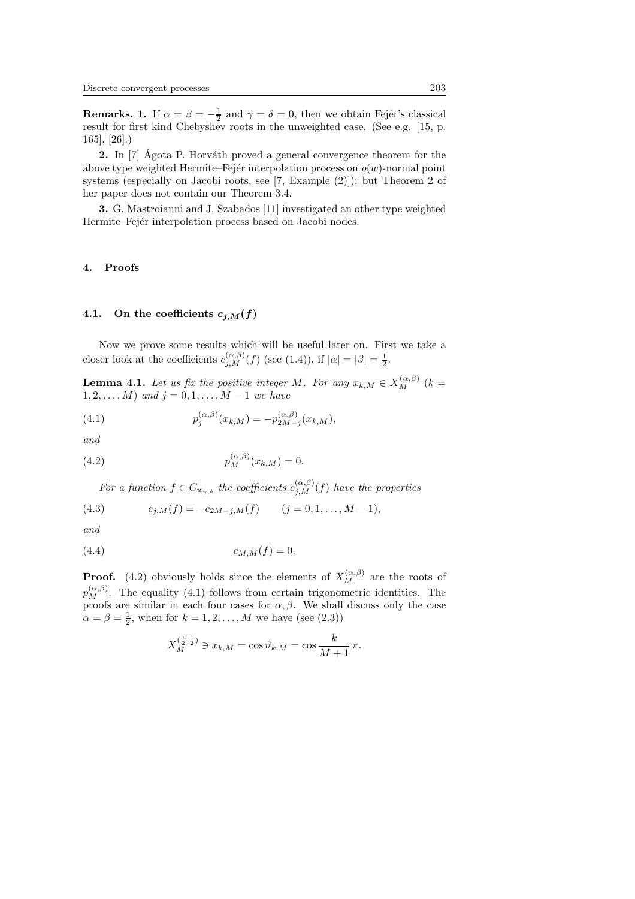**Remarks. 1.** If $\alpha = \beta = -\frac{1}{2}$ and $\gamma = \delta = 0$, then we obtain Fejér's classical result for first kind Chebyshev roots in the unweighted case. (See e.g. [15, p. 165], [26].)

**2.** In [7] Ágota P. Horváth proved a general convergence theorem for the above type weighted Hermite–Fejér interpolation process on $\varrho(w)$-normal point systems (especially on Jacobi roots, see [7, Example (2)]); but Theorem 2 of her paper does not contain our Theorem 3.4.

**3.** G. Mastroianni and J. Szabados [11] investigated an other type weighted Hermite–Fejér interpolation process based on Jacobi nodes.

## 4. Proofs

### 4.1. On the coefficients $c_{j,M}(f)$

Now we prove some results which will be useful later on. First we take a closer look at the coefficients $c_{j,M}^{(\alpha,\beta)}(f)$ (see (1.4)), if $|\alpha| = |\beta| = \frac{1}{2}$.

**Lemma 4.1.** *Let us fix the positive integer $M$. For any $x_{k,M} \in X_M^{(\alpha,\beta)}$ ($k = 1, 2, \ldots, M$) and $j = 0, 1, \ldots, M-1$ we have*

$$p_j^{(\alpha,\beta)}(x_{k,M}) = -p_{2M-j}^{(\alpha,\beta)}(x_{k,M}), \tag{4.1}$$

*and*

$$p_M^{(\alpha,\beta)}(x_{k,M}) = 0. \tag{4.2}$$

*For a function $f \in C_{w_{\gamma,\delta}}$ the coefficients $c_{j,M}^{(\alpha,\beta)}(f)$ have the properties*

$$c_{j,M}(f) = -c_{2M-j,M}(f) \qquad (j = 0, 1, \ldots, M-1), \tag{4.3}$$

*and*

$$c_{M,M}(f) = 0. \tag{4.4}$$

**Proof.** (4.2) obviously holds since the elements of $X_M^{(\alpha,\beta)}$ are the roots of $p_M^{(\alpha,\beta)}$. The equality (4.1) follows from certain trigonometric identities. The proofs are similar in each four cases for $\alpha, \beta$. We shall discuss only the case $\alpha = \beta = \frac{1}{2}$, when for $k = 1, 2, \ldots, M$ we have (see (2.3))

$$X_M^{(\frac{1}{2},\frac{1}{2})} \ni x_{k,M} = \cos \vartheta_{k,M} = \cos \frac{k}{M+1}\,\pi.$$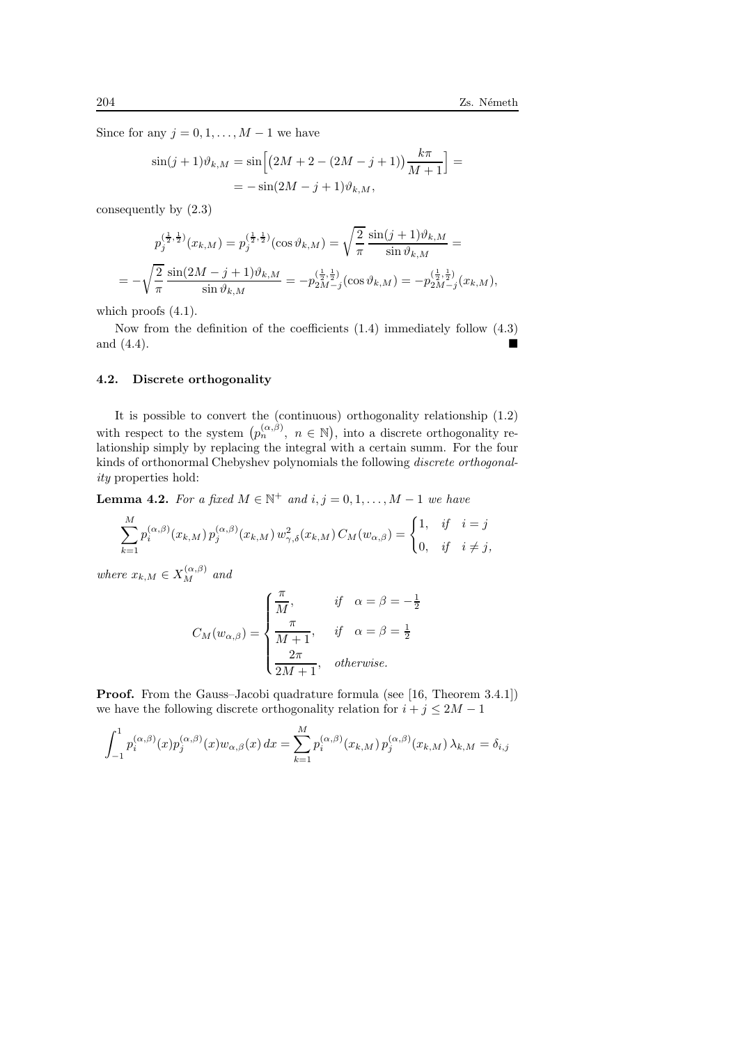Since for any $j = 0, 1, \ldots, M-1$ we have

$$\sin(j+1)\vartheta_{k,M} = \sin\Big[\big(2M+2-(2M-j+1)\big)\frac{k\pi}{M+1}\Big] = \\ = -\sin(2M-j+1)\vartheta_{k,M},$$

consequently by (2.3)

$$p_j^{(\frac{1}{2},\frac{1}{2})}(x_{k,M}) = p_j^{(\frac{1}{2},\frac{1}{2})}(\cos\vartheta_{k,M}) = \sqrt{\frac{2}{\pi}}\,\frac{\sin(j+1)\vartheta_{k,M}}{\sin\vartheta_{k,M}} = \\ = -\sqrt{\frac{2}{\pi}}\,\frac{\sin(2M-j+1)\vartheta_{k,M}}{\sin\vartheta_{k,M}} = -p_{2M-j}^{(\frac{1}{2},\frac{1}{2})}(\cos\vartheta_{k,M}) = -p_{2M-j}^{(\frac{1}{2},\frac{1}{2})}(x_{k,M}),$$

which proofs (4.1).

Now from the definition of the coefficients (1.4) immediately follow (4.3) and (4.4). ∎

### 4.2. Discrete orthogonality

It is possible to convert the (continuous) orthogonality relationship (1.2) with respect to the system $\big(p_n^{(\alpha,\beta)},\ n \in \mathbb{N}\big)$, into a discrete orthogonality relationship simply by replacing the integral with a certain summ. For the four kinds of orthonormal Chebyshev polynomials the following *discrete orthogonality* properties hold:

**Lemma 4.2.** *For a fixed $M \in \mathbb{N}^+$ and $i, j = 0, 1, \ldots, M-1$ we have*

$$\sum_{k=1}^{M} p_i^{(\alpha,\beta)}(x_{k,M})\, p_j^{(\alpha,\beta)}(x_{k,M})\, w_{\gamma,\delta}^2(x_{k,M})\, C_M(w_{\alpha,\beta}) = \begin{cases} 1, & if \quad i = j \\ 0, & if \quad i \neq j, \end{cases}$$

*where $x_{k,M} \in X_M^{(\alpha,\beta)}$ and*

$$C_M(w_{\alpha,\beta}) = \begin{cases} \dfrac{\pi}{M}, & if \quad \alpha = \beta = -\frac{1}{2} \\ \dfrac{\pi}{M+1}, & if \quad \alpha = \beta = \frac{1}{2} \\ \dfrac{2\pi}{2M+1}, & otherwise. \end{cases}$$

**Proof.** From the Gauss–Jacobi quadrature formula (see [16, Theorem 3.4.1]) we have the following discrete orthogonality relation for $i + j \leq 2M - 1$

$$\int_{-1}^{1} p_i^{(\alpha,\beta)}(x) p_j^{(\alpha,\beta)}(x) w_{\alpha,\beta}(x)\, dx = \sum_{k=1}^{M} p_i^{(\alpha,\beta)}(x_{k,M})\, p_j^{(\alpha,\beta)}(x_{k,M})\, \lambda_{k,M} = \delta_{i,j}$$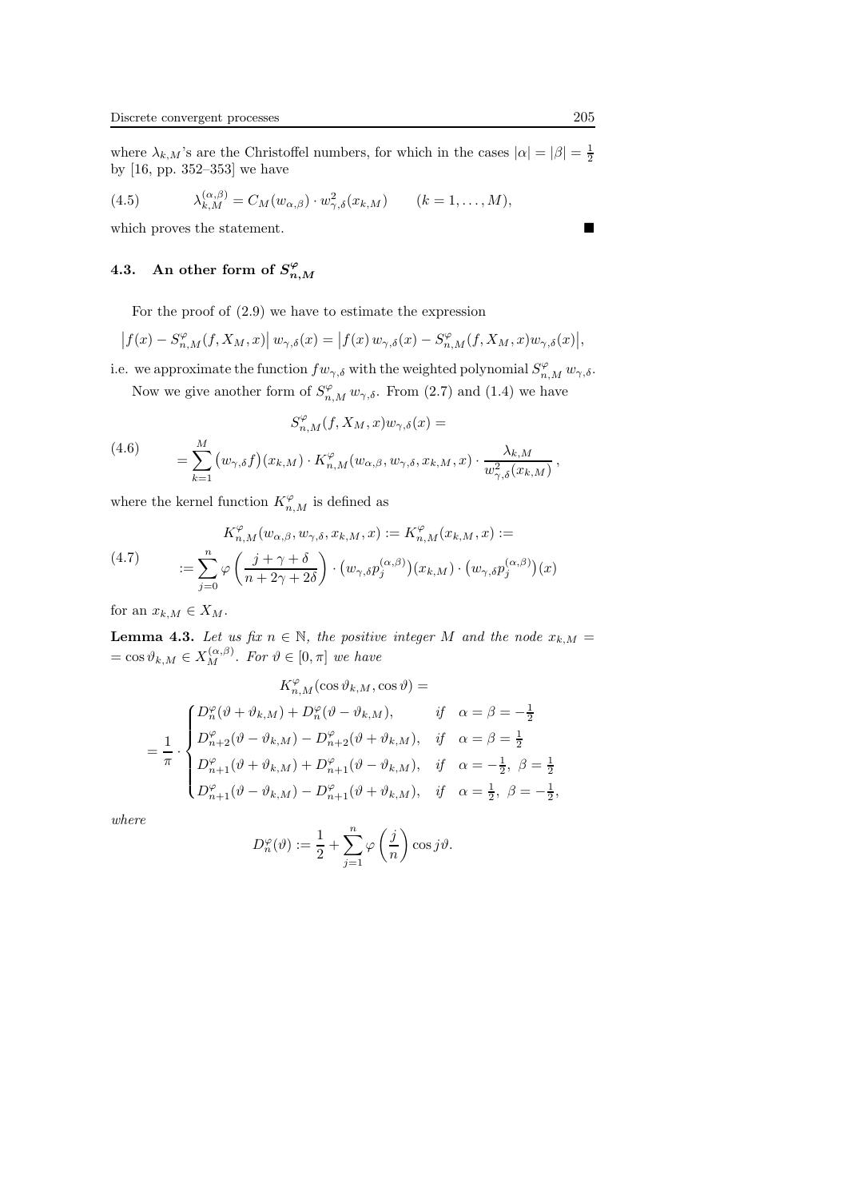where $\lambda_{k,M}$'s are the Christoffel numbers, for which in the cases $|\alpha| = |\beta| = \frac{1}{2}$ by [16, pp. 352–353] we have

$$\lambda_{k,M}^{(\alpha,\beta)} = C_M(w_{\alpha,\beta}) \cdot w_{\gamma,\delta}^2(x_{k,M}) \qquad (k = 1, \ldots, M), \tag{4.5}$$

which proves the statement. ■

### 4.3. An other form of $S_{n,M}^{\varphi}$

For the proof of (2.9) we have to estimate the expression

$$\left|f(x) - S_{n,M}^{\varphi}(f, X_M, x)\right| w_{\gamma,\delta}(x) = \left|f(x)\, w_{\gamma,\delta}(x) - S_{n,M}^{\varphi}(f, X_M, x) w_{\gamma,\delta}(x)\right|,$$

i.e. we approximate the function $f w_{\gamma,\delta}$ with the weighted polynomial $S_{n,M}^{\varphi}\, w_{\gamma,\delta}$.

Now we give another form of $S_{n,M}^{\varphi}\, w_{\gamma,\delta}$. From (2.7) and (1.4) we have

$$\begin{aligned} & S_{n,M}^{\varphi}(f, X_M, x) w_{\gamma,\delta}(x) = \\ & = \sum_{k=1}^{M} \big(w_{\gamma,\delta} f\big)(x_{k,M}) \cdot K_{n,M}^{\varphi}(w_{\alpha,\beta}, w_{\gamma,\delta}, x_{k,M}, x) \cdot \frac{\lambda_{k,M}}{w_{\gamma,\delta}^2(x_{k,M})}\,, \end{aligned} \tag{4.6}$$

where the kernel function $K_{n,M}^{\varphi}$ is defined as

$$\begin{aligned} & K_{n,M}^{\varphi}(w_{\alpha,\beta}, w_{\gamma,\delta}, x_{k,M}, x) := K_{n,M}^{\varphi}(x_{k,M}, x) := \\ & := \sum_{j=0}^{n} \varphi\left(\frac{j+\gamma+\delta}{n+2\gamma+2\delta}\right) \cdot \big(w_{\gamma,\delta} p_j^{(\alpha,\beta)}\big)(x_{k,M}) \cdot \big(w_{\gamma,\delta} p_j^{(\alpha,\beta)}\big)(x) \end{aligned} \tag{4.7}$$

for an $x_{k,M} \in X_M$.

**Lemma 4.3.** *Let us fix $n \in \mathbb{N}$, the positive integer $M$ and the node $x_{k,M} = \cos\vartheta_{k,M} \in X_M^{(\alpha,\beta)}$. For $\vartheta \in [0, \pi]$ we have*

$$K_{n,M}^{\varphi}(\cos\vartheta_{k,M}, \cos\vartheta) =$$

$$= \frac{1}{\pi} \cdot \begin{cases} D_n^{\varphi}(\vartheta + \vartheta_{k,M}) + D_n^{\varphi}(\vartheta - \vartheta_{k,M}), & \text{if} \quad \alpha = \beta = -\frac{1}{2} \\ D_{n+2}^{\varphi}(\vartheta - \vartheta_{k,M}) - D_{n+2}^{\varphi}(\vartheta + \vartheta_{k,M}), & \text{if} \quad \alpha = \beta = \frac{1}{2} \\ D_{n+1}^{\varphi}(\vartheta + \vartheta_{k,M}) + D_{n+1}^{\varphi}(\vartheta - \vartheta_{k,M}), & \text{if} \quad \alpha = -\frac{1}{2},\ \beta = \frac{1}{2} \\ D_{n+1}^{\varphi}(\vartheta - \vartheta_{k,M}) - D_{n+1}^{\varphi}(\vartheta + \vartheta_{k,M}), & \text{if} \quad \alpha = \frac{1}{2},\ \beta = -\frac{1}{2}, \end{cases}$$

*where*

$$D_n^{\varphi}(\vartheta) := \frac{1}{2} + \sum_{j=1}^{n} \varphi\left(\frac{j}{n}\right) \cos j\vartheta.$$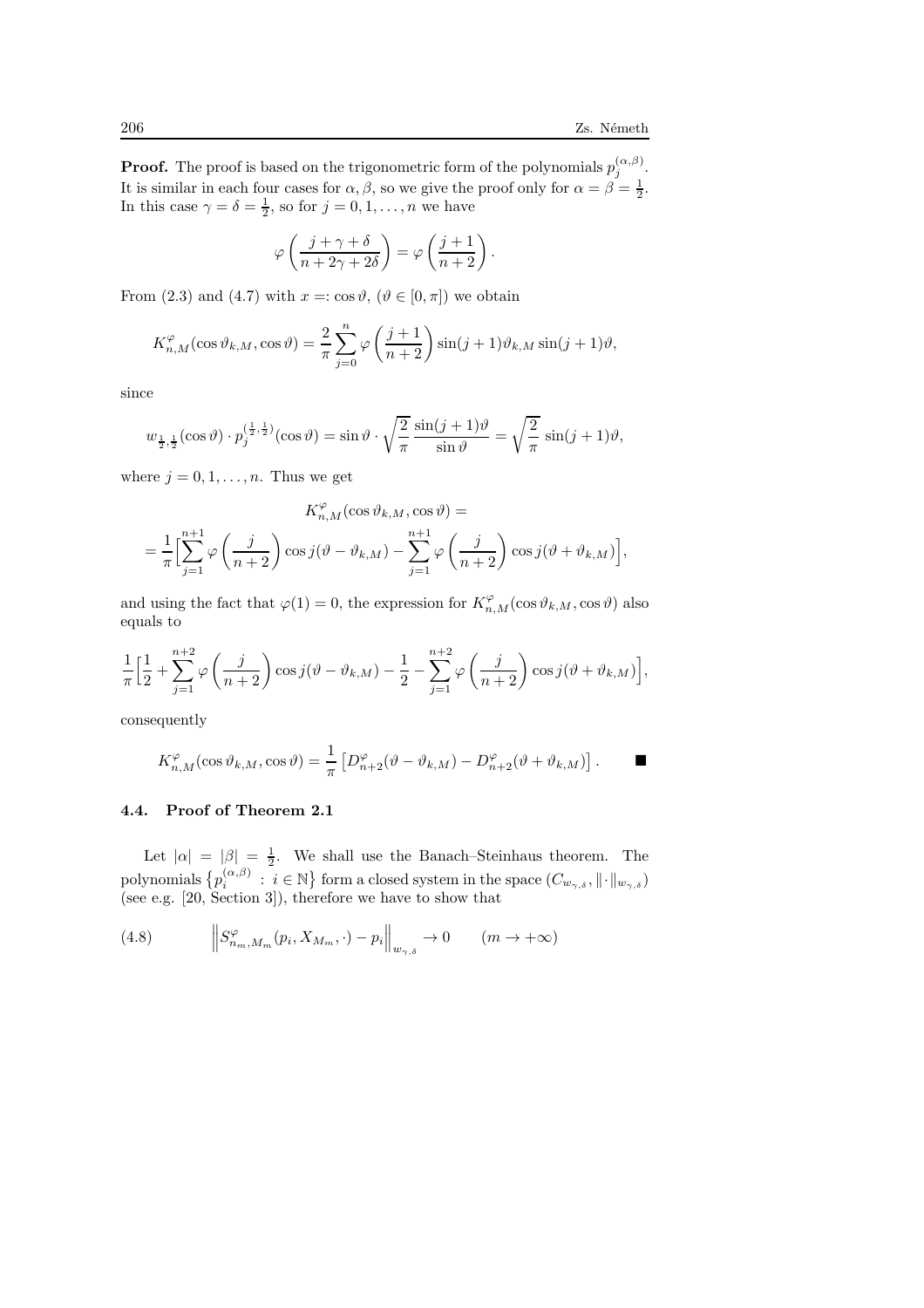**Proof.** The proof is based on the trigonometric form of the polynomials $p_j^{(\alpha,\beta)}$. It is similar in each four cases for $\alpha, \beta$, so we give the proof only for $\alpha = \beta = \frac{1}{2}$. In this case $\gamma = \delta = \frac{1}{2}$, so for $j = 0, 1, \ldots, n$ we have

$$\varphi\left(\frac{j+\gamma+\delta}{n+2\gamma+2\delta}\right) = \varphi\left(\frac{j+1}{n+2}\right).$$

From (2.3) and (4.7) with $x =: \cos\vartheta$, $(\vartheta \in [0,\pi])$ we obtain

$$K_{n,M}^{\varphi}(\cos\vartheta_{k,M}, \cos\vartheta) = \frac{2}{\pi}\sum_{j=0}^{n}\varphi\left(\frac{j+1}{n+2}\right)\sin(j+1)\vartheta_{k,M}\sin(j+1)\vartheta,$$

since

$$w_{\frac{1}{2},\frac{1}{2}}(\cos\vartheta)\cdot p_j^{(\frac{1}{2},\frac{1}{2})}(\cos\vartheta) = \sin\vartheta\cdot\sqrt{\frac{2}{\pi}}\,\frac{\sin(j+1)\vartheta}{\sin\vartheta} = \sqrt{\frac{2}{\pi}}\,\sin(j+1)\vartheta,$$

where $j = 0, 1, \ldots, n$. Thus we get

$$K_{n,M}^{\varphi}(\cos\vartheta_{k,M}, \cos\vartheta) =$$
$$= \frac{1}{\pi}\Big[\sum_{j=1}^{n+1}\varphi\left(\frac{j}{n+2}\right)\cos j(\vartheta-\vartheta_{k,M}) - \sum_{j=1}^{n+1}\varphi\left(\frac{j}{n+2}\right)\cos j(\vartheta+\vartheta_{k,M})\Big],$$

and using the fact that $\varphi(1) = 0$, the expression for $K_{n,M}^{\varphi}(\cos\vartheta_{k,M}, \cos\vartheta)$ also equals to

$$\frac{1}{\pi}\Big[\frac{1}{2} + \sum_{j=1}^{n+2}\varphi\left(\frac{j}{n+2}\right)\cos j(\vartheta-\vartheta_{k,M}) - \frac{1}{2} - \sum_{j=1}^{n+2}\varphi\left(\frac{j}{n+2}\right)\cos j(\vartheta+\vartheta_{k,M})\Big],$$

consequently

$$K_{n,M}^{\varphi}(\cos\vartheta_{k,M}, \cos\vartheta) = \frac{1}{\pi}\left[D_{n+2}^{\varphi}(\vartheta-\vartheta_{k,M}) - D_{n+2}^{\varphi}(\vartheta+\vartheta_{k,M})\right]. \qquad \blacksquare$$

### 4.4. Proof of Theorem 2.1

Let $|\alpha| = |\beta| = \frac{1}{2}$. We shall use the Banach–Steinhaus theorem. The polynomials $\{p_i^{(\alpha,\beta)} : i \in \mathbb{N}\}$ form a closed system in the space $(C_{w_{\gamma,\delta}}, \|\cdot\|_{w_{\gamma,\delta}})$ (see e.g. [20, Section 3]), therefore we have to show that

$$\left\|S_{n_m,M_m}^{\varphi}(p_i, X_{M_m}, \cdot) - p_i\right\|_{w_{\gamma,\delta}} \to 0 \qquad (m \to +\infty) \tag{4.8}$$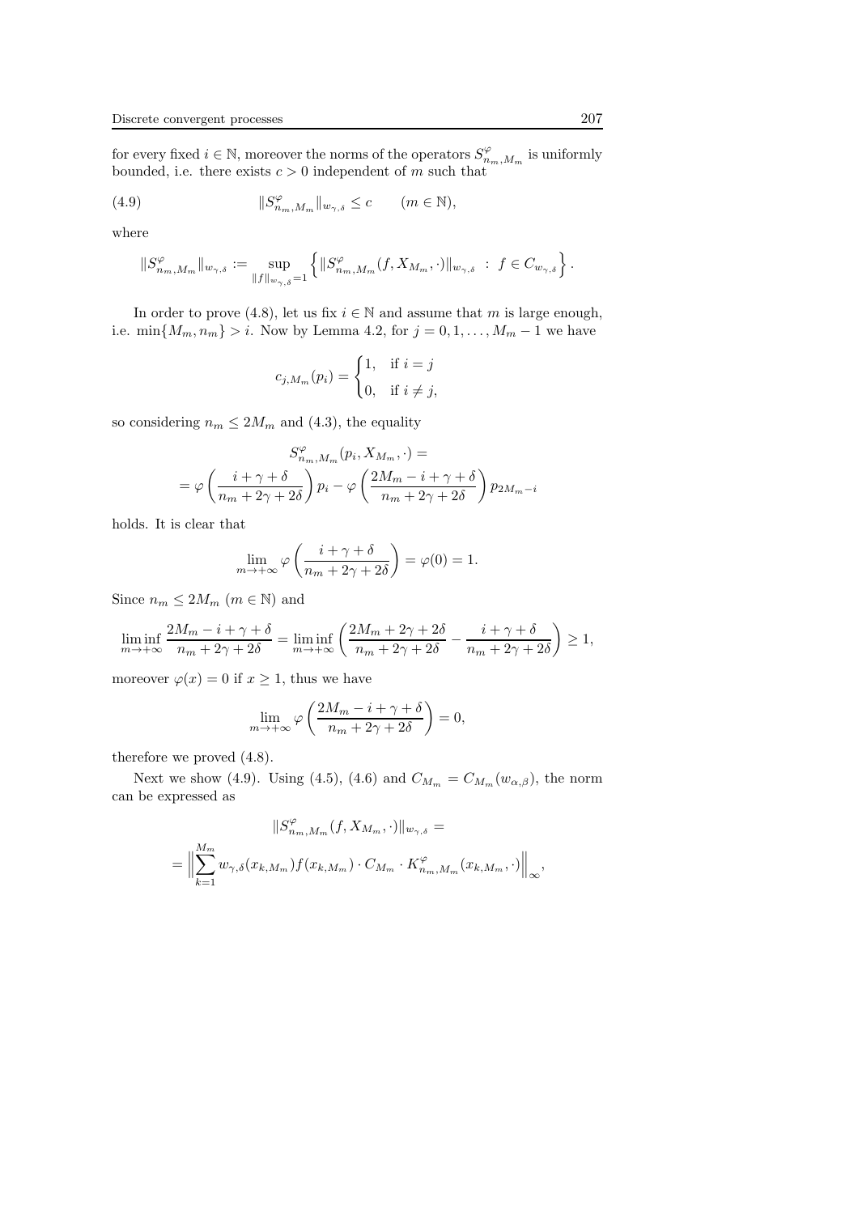for every fixed $i \in \mathbb{N}$, moreover the norms of the operators $S^{\varphi}_{n_m,M_m}$ is uniformly bounded, i.e. there exists $c > 0$ independent of $m$ such that

$$\|S^{\varphi}_{n_m,M_m}\|_{w_{\gamma,\delta}} \leq c \qquad (m \in \mathbb{N}), \tag{4.9}$$

where

$$\|S^{\varphi}_{n_m,M_m}\|_{w_{\gamma,\delta}} := \sup_{\|f\|_{w_{\gamma,\delta}}=1} \left\{ \|S^{\varphi}_{n_m,M_m}(f, X_{M_m}, \cdot)\|_{w_{\gamma,\delta}} \ : \ f \in C_{w_{\gamma,\delta}} \right\}.$$

In order to prove (4.8), let us fix $i \in \mathbb{N}$ and assume that $m$ is large enough, i.e. $\min\{M_m, n_m\} > i$. Now by Lemma 4.2, for $j = 0, 1, \ldots, M_m - 1$ we have

$$c_{j,M_m}(p_i) = \begin{cases} 1, & \text{if } i = j \\ 0, & \text{if } i \neq j, \end{cases}$$

so considering $n_m \leq 2M_m$ and (4.3), the equality

$$S^{\varphi}_{n_m,M_m}(p_i, X_{M_m}, \cdot) = \\ = \varphi\left(\frac{i+\gamma+\delta}{n_m+2\gamma+2\delta}\right) p_i - \varphi\left(\frac{2M_m - i+\gamma+\delta}{n_m+2\gamma+2\delta}\right) p_{2M_m-i}$$

holds. It is clear that

$$\lim_{m\to+\infty} \varphi\left(\frac{i+\gamma+\delta}{n_m+2\gamma+2\delta}\right) = \varphi(0) = 1.$$

Since $n_m \leq 2M_m$ $(m \in \mathbb{N})$ and

$$\liminf_{m\to+\infty} \frac{2M_m - i+\gamma+\delta}{n_m+2\gamma+2\delta} = \liminf_{m\to+\infty} \left(\frac{2M_m+2\gamma+2\delta}{n_m+2\gamma+2\delta} - \frac{i+\gamma+\delta}{n_m+2\gamma+2\delta}\right) \geq 1,$$

moreover $\varphi(x) = 0$ if $x \geq 1$, thus we have

$$\lim_{m\to+\infty} \varphi\left(\frac{2M_m - i+\gamma+\delta}{n_m+2\gamma+2\delta}\right) = 0,$$

therefore we proved (4.8).

Next we show (4.9). Using (4.5), (4.6) and $C_{M_m} = C_{M_m}(w_{\alpha,\beta})$, the norm can be expressed as

$$\|S^{\varphi}_{n_m,M_m}(f, X_{M_m}, \cdot)\|_{w_{\gamma,\delta}} = \\ = \Big\| \sum_{k=1}^{M_m} w_{\gamma,\delta}(x_{k,M_m}) f(x_{k,M_m}) \cdot C_{M_m} \cdot K^{\varphi}_{n_m,M_m}(x_{k,M_m}, \cdot) \Big\|_{\infty},$$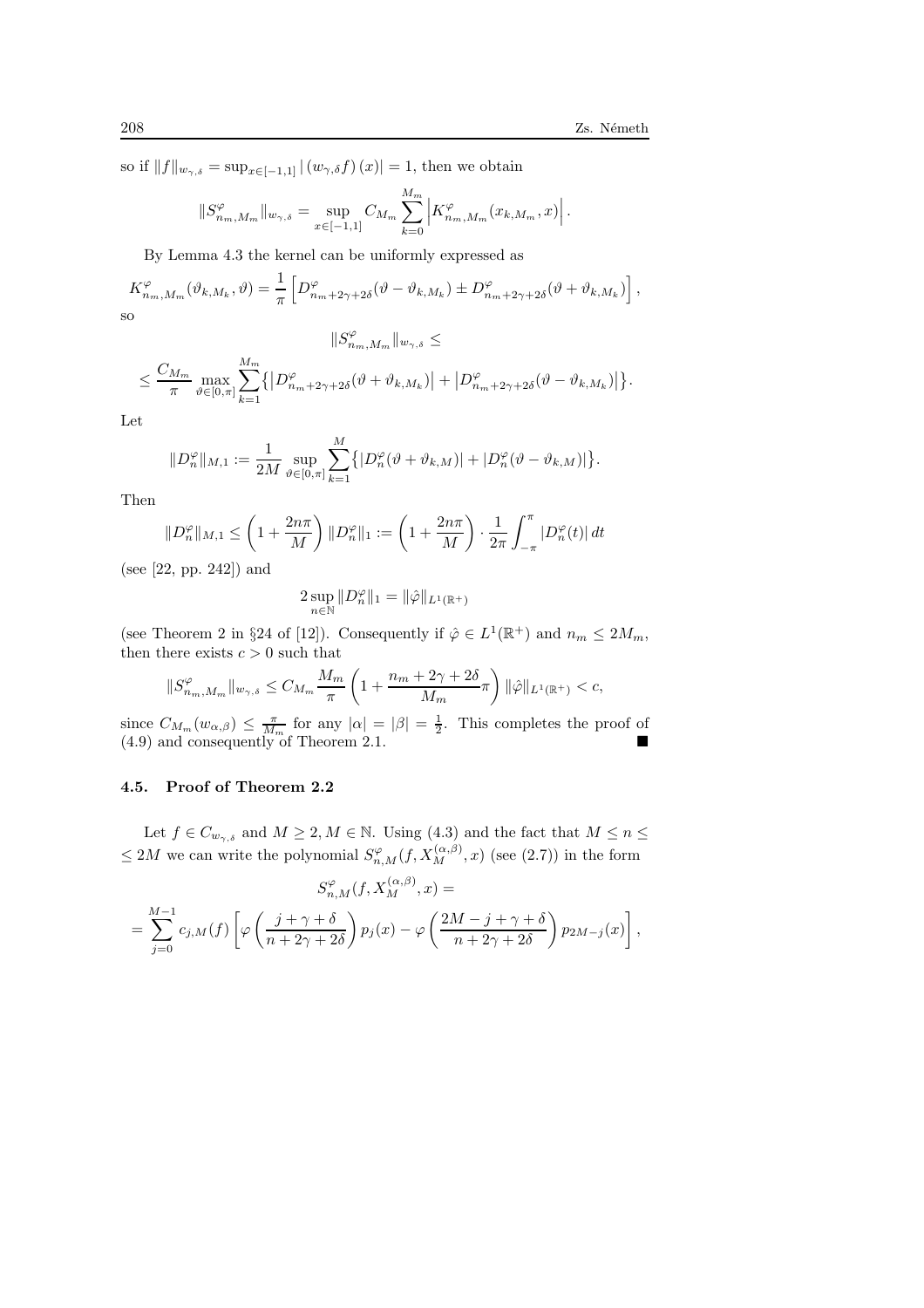so if $\|f\|_{w_{\gamma,\delta}} = \sup_{x\in[-1,1]} |(w_{\gamma,\delta} f)(x)| = 1$, then we obtain

$$\|S^{\varphi}_{n_m,M_m}\|_{w_{\gamma,\delta}} = \sup_{x\in[-1,1]} C_{M_m} \sum_{k=0}^{M_m} \left| K^{\varphi}_{n_m,M_m}(x_{k,M_m}, x) \right|.$$

By Lemma 4.3 the kernel can be uniformly expressed as

$$K^{\varphi}_{n_m,M_m}(\vartheta_{k,M_k}, \vartheta) = \frac{1}{\pi} \left[ D^{\varphi}_{n_m+2\gamma+2\delta}(\vartheta - \vartheta_{k,M_k}) \pm D^{\varphi}_{n_m+2\gamma+2\delta}(\vartheta + \vartheta_{k,M_k}) \right],$$

so

$$\|S^{\varphi}_{n_m,M_m}\|_{w_{\gamma,\delta}} \le$$

$$\le \frac{C_{M_m}}{\pi} \max_{\vartheta\in[0,\pi]} \sum_{k=1}^{M_m} \left\{ \left| D^{\varphi}_{n_m+2\gamma+2\delta}(\vartheta + \vartheta_{k,M_k}) \right| + \left| D^{\varphi}_{n_m+2\gamma+2\delta}(\vartheta - \vartheta_{k,M_k}) \right| \right\}.$$

Let

$$\|D^{\varphi}_n\|_{M,1} := \frac{1}{2M} \sup_{\vartheta\in[0,\pi]} \sum_{k=1}^{M} \left\{ |D^{\varphi}_n(\vartheta + \vartheta_{k,M})| + |D^{\varphi}_n(\vartheta - \vartheta_{k,M})| \right\}.$$

Then

$$\|D^{\varphi}_n\|_{M,1} \le \left(1 + \frac{2n\pi}{M}\right) \|D^{\varphi}_n\|_1 := \left(1 + \frac{2n\pi}{M}\right) \cdot \frac{1}{2\pi} \int_{-\pi}^{\pi} |D^{\varphi}_n(t)|\, dt$$

(see [22, pp. 242]) and

$$2 \sup_{n\in\mathbb{N}} \|D^{\varphi}_n\|_1 = \|\hat{\varphi}\|_{L^1(\mathbb{R}^+)}$$

(see Theorem 2 in §24 of [12]). Consequently if $\hat{\varphi} \in L^1(\mathbb{R}^+)$ and $n_m \le 2M_m$, then there exists $c > 0$ such that

$$\|S^{\varphi}_{n_m,M_m}\|_{w_{\gamma,\delta}} \le C_{M_m} \frac{M_m}{\pi} \left(1 + \frac{n_m + 2\gamma + 2\delta}{M_m} \pi \right) \|\hat{\varphi}\|_{L^1(\mathbb{R}^+)} < c,$$

since $C_{M_m}(w_{\alpha,\beta}) \le \frac{\pi}{M_m}$ for any $|\alpha| = |\beta| = \frac{1}{2}$. This completes the proof of (4.9) and consequently of Theorem 2.1. ∎

### 4.5. Proof of Theorem 2.2

Let $f \in C_{w_{\gamma,\delta}}$ and $M \ge 2, M \in \mathbb{N}$. Using (4.3) and the fact that $M \le n \le$ $\le 2M$ we can write the polynomial $S^{\varphi}_{n,M}(f, X^{(\alpha,\beta)}_M, x)$ (see (2.7)) in the form

$$S^{\varphi}_{n,M}(f, X^{(\alpha,\beta)}_M, x) =$$

$$= \sum_{j=0}^{M-1} c_{j,M}(f) \left[ \varphi\left( \frac{j + \gamma + \delta}{n + 2\gamma + 2\delta} \right) p_j(x) - \varphi\left( \frac{2M - j + \gamma + \delta}{n + 2\gamma + 2\delta} \right) p_{2M-j}(x) \right],$$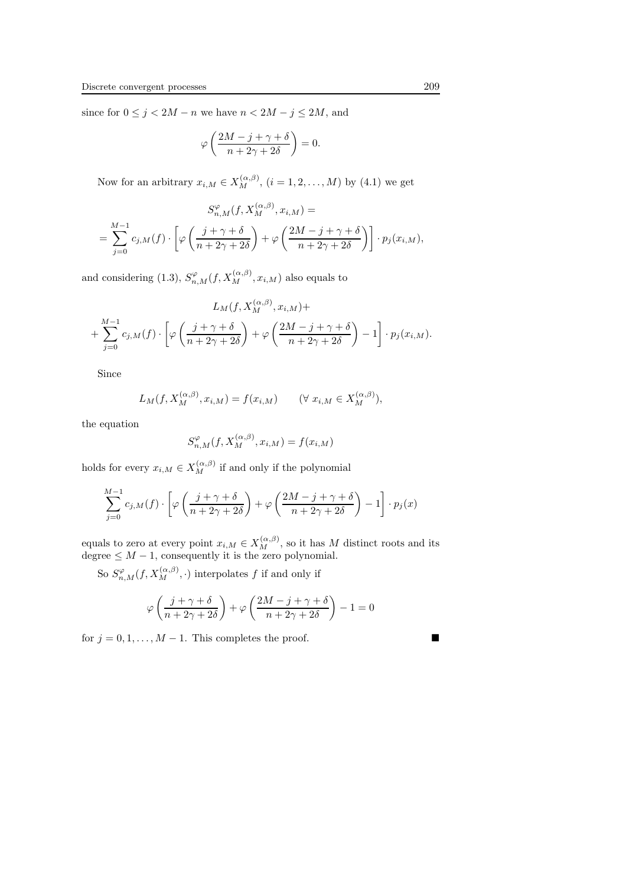since for $0 \leq j < 2M - n$ we have $n < 2M - j \leq 2M$, and

$$\varphi\left(\frac{2M - j + \gamma + \delta}{n + 2\gamma + 2\delta}\right) = 0.$$

Now for an arbitrary $x_{i,M} \in X_M^{(\alpha,\beta)}$, $(i = 1, 2, \ldots, M)$ by (4.1) we get

$$S_{n,M}^{\varphi}(f, X_M^{(\alpha,\beta)}, x_{i,M}) =$$

$$= \sum_{j=0}^{M-1} c_{j,M}(f) \cdot \left[\varphi\left(\frac{j + \gamma + \delta}{n + 2\gamma + 2\delta}\right) + \varphi\left(\frac{2M - j + \gamma + \delta}{n + 2\gamma + 2\delta}\right)\right] \cdot p_j(x_{i,M}),$$

and considering (1.3), $S_{n,M}^{\varphi}(f, X_M^{(\alpha,\beta)}, x_{i,M})$ also equals to

$$L_M(f, X_M^{(\alpha,\beta)}, x_{i,M}) +$$

$$+ \sum_{j=0}^{M-1} c_{j,M}(f) \cdot \left[\varphi\left(\frac{j + \gamma + \delta}{n + 2\gamma + 2\delta}\right) + \varphi\left(\frac{2M - j + \gamma + \delta}{n + 2\gamma + 2\delta}\right) - 1\right] \cdot p_j(x_{i,M}).$$

Since

$$L_M(f, X_M^{(\alpha,\beta)}, x_{i,M}) = f(x_{i,M}) \qquad (\forall\ x_{i,M} \in X_M^{(\alpha,\beta)}),$$

the equation

$$S_{n,M}^{\varphi}(f, X_M^{(\alpha,\beta)}, x_{i,M}) = f(x_{i,M})$$

holds for every $x_{i,M} \in X_M^{(\alpha,\beta)}$ if and only if the polynomial

$$\sum_{j=0}^{M-1} c_{j,M}(f) \cdot \left[\varphi\left(\frac{j + \gamma + \delta}{n + 2\gamma + 2\delta}\right) + \varphi\left(\frac{2M - j + \gamma + \delta}{n + 2\gamma + 2\delta}\right) - 1\right] \cdot p_j(x)$$

equals to zero at every point $x_{i,M} \in X_M^{(\alpha,\beta)}$, so it has $M$ distinct roots and its degree $\leq M - 1$, consequently it is the zero polynomial.

So $S_{n,M}^{\varphi}(f, X_M^{(\alpha,\beta)}, \cdot)$ interpolates $f$ if and only if

$$\varphi\left(\frac{j + \gamma + \delta}{n + 2\gamma + 2\delta}\right) + \varphi\left(\frac{2M - j + \gamma + \delta}{n + 2\gamma + 2\delta}\right) - 1 = 0$$

for $j = 0, 1, \ldots, M - 1$. This completes the proof. ■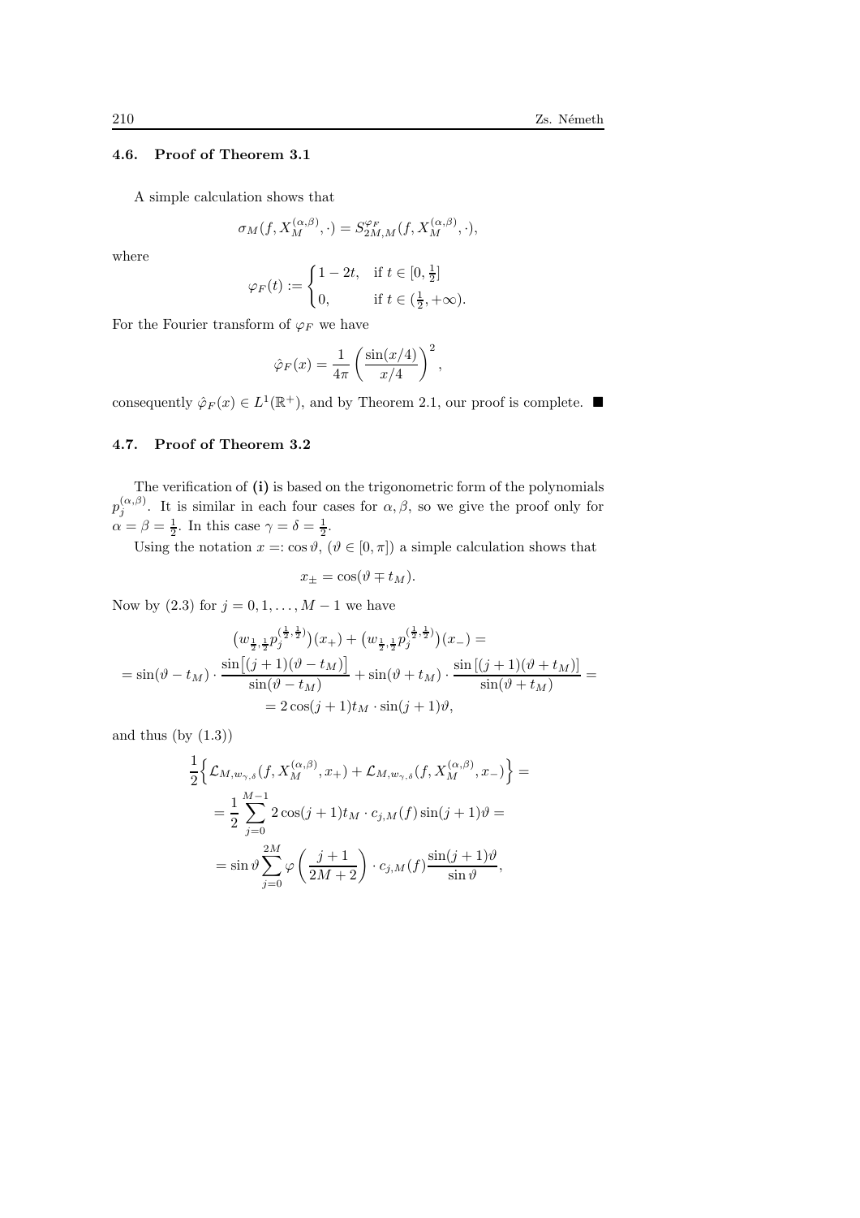### 4.6. Proof of Theorem 3.1

A simple calculation shows that

$$\sigma_M(f, X_M^{(\alpha,\beta)}, \cdot) = S_{2M,M}^{\varphi_F}(f, X_M^{(\alpha,\beta)}, \cdot),$$

where

$$\varphi_F(t) := \begin{cases} 1-2t, & \text{if } t \in [0, \frac{1}{2}] \\ 0, & \text{if } t \in (\frac{1}{2}, +\infty). \end{cases}$$

For the Fourier transform of $\varphi_F$ we have

$$\hat{\varphi}_F(x) = \frac{1}{4\pi}\left(\frac{\sin(x/4)}{x/4}\right)^2,$$

consequently $\hat{\varphi}_F(x) \in L^1(\mathbb{R}^+)$, and by Theorem 2.1, our proof is complete. ■

### 4.7. Proof of Theorem 3.2

The verification of **(i)** is based on the trigonometric form of the polynomials $p_j^{(\alpha,\beta)}$. It is similar in each four cases for $\alpha, \beta$, so we give the proof only for $\alpha = \beta = \frac{1}{2}$. In this case $\gamma = \delta = \frac{1}{2}$.

Using the notation $x =: \cos\vartheta$, $(\vartheta \in [0,\pi])$ a simple calculation shows that

$$x_\pm = \cos(\vartheta \mp t_M).$$

Now by (2.3) for $j = 0, 1, \ldots, M-1$ we have

$$\begin{gathered} \big(w_{\frac{1}{2},\frac{1}{2}} p_j^{(\frac{1}{2},\frac{1}{2})}\big)(x_+) + \big(w_{\frac{1}{2},\frac{1}{2}} p_j^{(\frac{1}{2},\frac{1}{2})}\big)(x_-) = \\ = \sin(\vartheta - t_M)\cdot\frac{\sin\big[(j+1)(\vartheta - t_M)\big]}{\sin(\vartheta - t_M)} + \sin(\vartheta + t_M)\cdot\frac{\sin\big[(j+1)(\vartheta + t_M)\big]}{\sin(\vartheta + t_M)} = \\ = 2\cos(j+1)t_M \cdot \sin(j+1)\vartheta, \end{gathered}$$

and thus (by (1.3))

$$\begin{aligned} &\frac{1}{2}\Big\{\mathcal{L}_{M,w_{\gamma,\delta}}(f, X_M^{(\alpha,\beta)}, x_+) + \mathcal{L}_{M,w_{\gamma,\delta}}(f, X_M^{(\alpha,\beta)}, x_-)\Big\} = \\ &\quad = \frac{1}{2}\sum_{j=0}^{M-1} 2\cos(j+1)t_M \cdot c_{j,M}(f)\sin(j+1)\vartheta = \\ &\quad = \sin\vartheta \sum_{j=0}^{2M} \varphi\left(\frac{j+1}{2M+2}\right)\cdot c_{j,M}(f)\frac{\sin(j+1)\vartheta}{\sin\vartheta}, \end{aligned}$$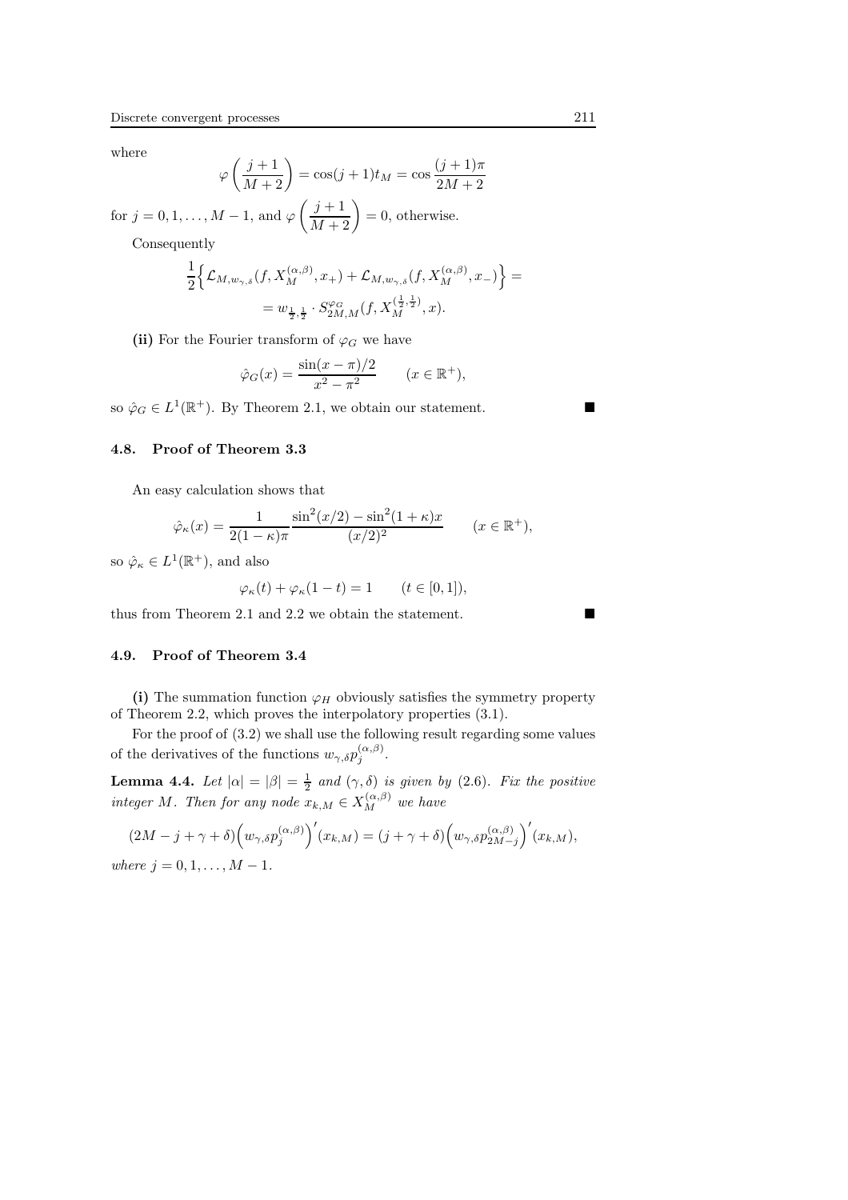where

$$\varphi\left(\frac{j+1}{M+2}\right) = \cos(j+1)t_M = \cos\frac{(j+1)\pi}{2M+2}$$

for $j = 0, 1, \ldots, M-1$, and $\varphi\left(\frac{j+1}{M+2}\right) = 0$, otherwise.

Consequently

$$\frac{1}{2}\Big\{\mathcal{L}_{M,w_{\gamma,\delta}}(f, X_M^{(\alpha,\beta)}, x_+) + \mathcal{L}_{M,w_{\gamma,\delta}}(f, X_M^{(\alpha,\beta)}, x_-)\Big\} =$$
$$= w_{\frac{1}{2},\frac{1}{2}} \cdot S_{2M,M}^{\varphi_G}(f, X_M^{(\frac{1}{2},\frac{1}{2})}, x).$$

**(ii)** For the Fourier transform of $\varphi_G$ we have

$$\hat{\varphi}_G(x) = \frac{\sin(x-\pi)/2}{x^2 - \pi^2} \qquad (x \in \mathbb{R}^+),$$

so $\hat{\varphi}_G \in L^1(\mathbb{R}^+)$. By Theorem 2.1, we obtain our statement. ■

### 4.8. Proof of Theorem 3.3

An easy calculation shows that

$$\hat{\varphi}_\kappa(x) = \frac{1}{2(1-\kappa)\pi}\frac{\sin^2(x/2) - \sin^2(1+\kappa)x}{(x/2)^2} \qquad (x \in \mathbb{R}^+),$$

so $\hat{\varphi}_\kappa \in L^1(\mathbb{R}^+)$, and also

$$\varphi_\kappa(t) + \varphi_\kappa(1-t) = 1 \qquad (t \in [0,1]),$$

thus from Theorem 2.1 and 2.2 we obtain the statement. ■

### 4.9. Proof of Theorem 3.4

**(i)** The summation function $\varphi_H$ obviously satisfies the symmetry property of Theorem 2.2, which proves the interpolatory properties (3.1).

For the proof of (3.2) we shall use the following result regarding some values of the derivatives of the functions $w_{\gamma,\delta}p_j^{(\alpha,\beta)}$.

**Lemma 4.4.** *Let $|\alpha| = |\beta| = \frac{1}{2}$ and $(\gamma,\delta)$ is given by (2.6). Fix the positive integer $M$. Then for any node $x_{k,M} \in X_M^{(\alpha,\beta)}$ we have*

$$(2M - j + \gamma + \delta)\Big(w_{\gamma,\delta}p_j^{(\alpha,\beta)}\Big)'(x_{k,M}) = (j + \gamma + \delta)\Big(w_{\gamma,\delta}p_{2M-j}^{(\alpha,\beta)}\Big)'(x_{k,M}),$$

*where $j = 0, 1, \ldots, M-1$.*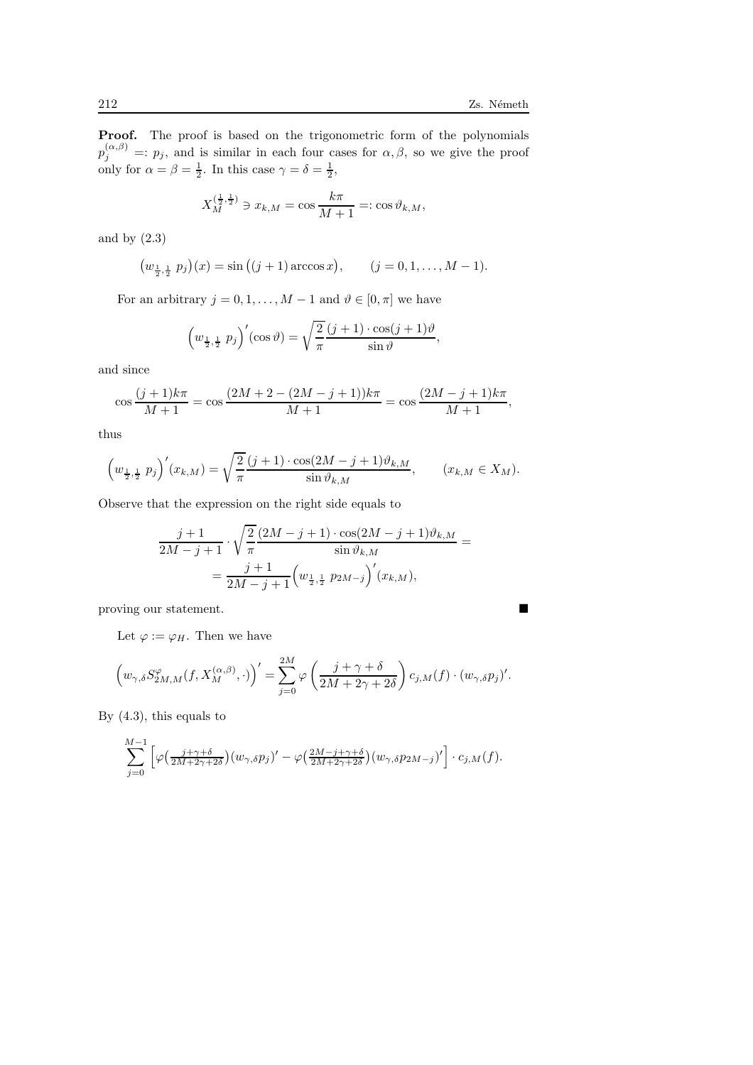**Proof.** The proof is based on the trigonometric form of the polynomials $p_j^{(\alpha,\beta)} =: p_j$, and is similar in each four cases for $\alpha, \beta$, so we give the proof only for $\alpha = \beta = \frac{1}{2}$. In this case $\gamma = \delta = \frac{1}{2}$,

$$X_M^{(\frac{1}{2},\frac{1}{2})} \ni x_{k,M} = \cos\frac{k\pi}{M+1} =: \cos\vartheta_{k,M},$$

and by (2.3)

$$\big(w_{\frac{1}{2},\frac{1}{2}}\, p_j\big)(x) = \sin\big((j+1)\arccos x\big), \qquad (j = 0, 1, \ldots, M-1).$$

For an arbitrary $j = 0, 1, \ldots, M-1$ and $\vartheta \in [0, \pi]$ we have

$$\Big(w_{\frac{1}{2},\frac{1}{2}}\, p_j\Big)'(\cos\vartheta) = \sqrt{\frac{2}{\pi}}\frac{(j+1)\cdot\cos(j+1)\vartheta}{\sin\vartheta},$$

and since

$$\cos\frac{(j+1)k\pi}{M+1} = \cos\frac{(2M+2-(2M-j+1))k\pi}{M+1} = \cos\frac{(2M-j+1)k\pi}{M+1},$$

thus

$$\Big(w_{\frac{1}{2},\frac{1}{2}}\, p_j\Big)'(x_{k,M}) = \sqrt{\frac{2}{\pi}}\frac{(j+1)\cdot\cos(2M-j+1)\vartheta_{k,M}}{\sin\vartheta_{k,M}}, \qquad (x_{k,M} \in X_M).$$

Observe that the expression on the right side equals to

$$\frac{j+1}{2M-j+1}\cdot\sqrt{\frac{2}{\pi}}\frac{(2M-j+1)\cdot\cos(2M-j+1)\vartheta_{k,M}}{\sin\vartheta_{k,M}} = \\ = \frac{j+1}{2M-j+1}\Big(w_{\frac{1}{2},\frac{1}{2}}\, p_{2M-j}\Big)'(x_{k,M}),$$

proving our statement. ∎

Let $\varphi := \varphi_H$. Then we have

$$\Big(w_{\gamma,\delta} S^{\varphi}_{2M,M}(f, X_M^{(\alpha,\beta)}, \cdot)\Big)' = \sum_{j=0}^{2M} \varphi\left(\frac{j+\gamma+\delta}{2M+2\gamma+2\delta}\right) c_{j,M}(f)\cdot(w_{\gamma,\delta}p_j)'.$$

By (4.3), this equals to

$$\sum_{j=0}^{M-1}\Big[\varphi\big(\tfrac{j+\gamma+\delta}{2M+2\gamma+2\delta}\big)(w_{\gamma,\delta}p_j)' - \varphi\big(\tfrac{2M-j+\gamma+\delta}{2M+2\gamma+2\delta}\big)(w_{\gamma,\delta}p_{2M-j})'\Big]\cdot c_{j,M}(f).$$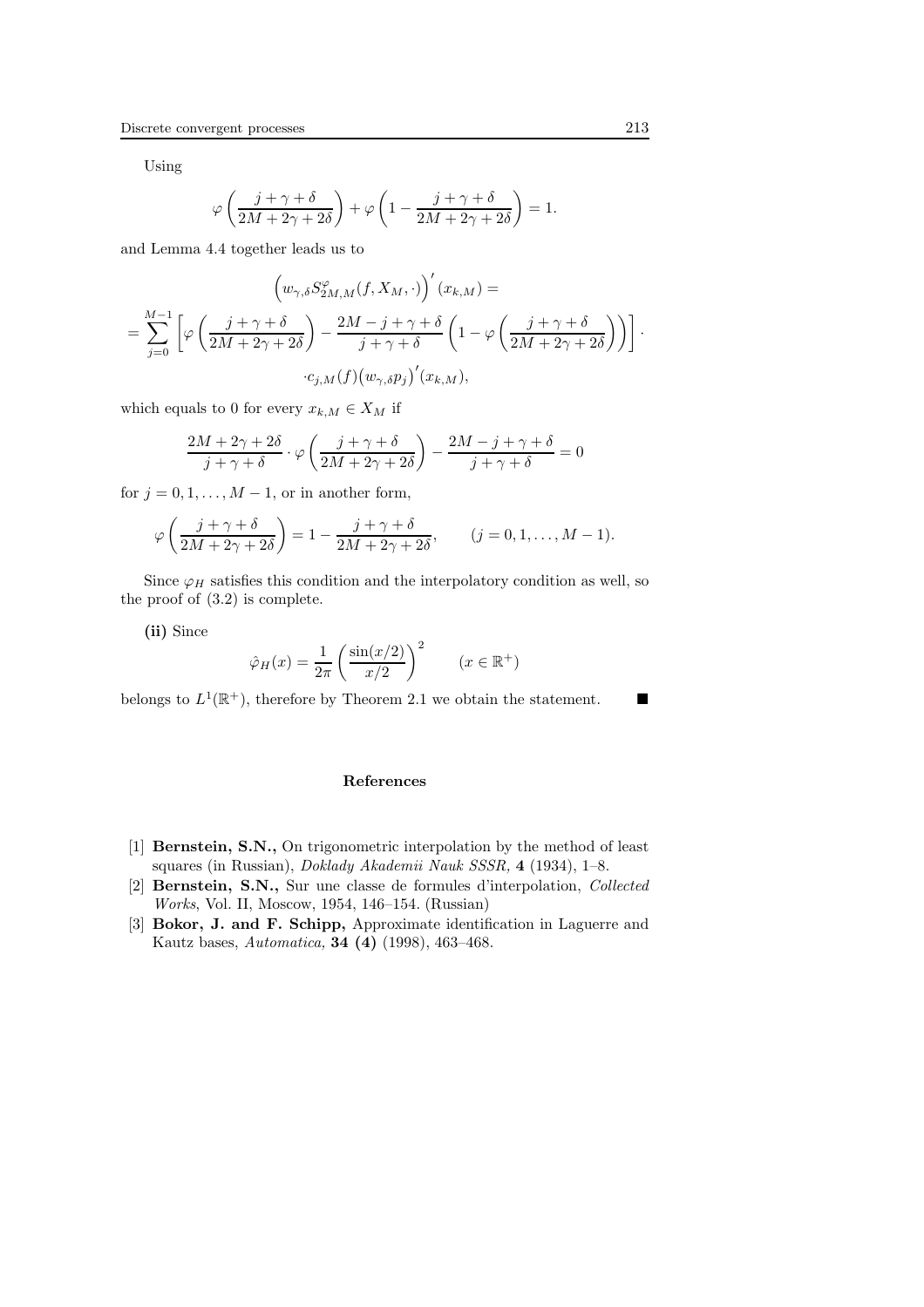Using

$$\varphi\left(\frac{j+\gamma+\delta}{2M+2\gamma+2\delta}\right)+\varphi\left(1-\frac{j+\gamma+\delta}{2M+2\gamma+2\delta}\right)=1.$$

and Lemma 4.4 together leads us to

$$\begin{gathered}
\left(w_{\gamma,\delta}S^{\varphi}_{2M,M}(f,X_M,\cdot)\right)'(x_{k,M}) = \\
= \sum_{j=0}^{M-1}\left[\varphi\left(\frac{j+\gamma+\delta}{2M+2\gamma+2\delta}\right)-\frac{2M-j+\gamma+\delta}{j+\gamma+\delta}\left(1-\varphi\left(\frac{j+\gamma+\delta}{2M+2\gamma+2\delta}\right)\right)\right]\cdot \\
\cdot c_{j,M}(f)\big(w_{\gamma,\delta}p_j\big)'(x_{k,M}),
\end{gathered}$$

which equals to 0 for every $x_{k,M}\in X_M$ if

$$\frac{2M+2\gamma+2\delta}{j+\gamma+\delta}\cdot\varphi\left(\frac{j+\gamma+\delta}{2M+2\gamma+2\delta}\right)-\frac{2M-j+\gamma+\delta}{j+\gamma+\delta}=0$$

for $j=0,1,\ldots,M-1$, or in another form,

$$\varphi\left(\frac{j+\gamma+\delta}{2M+2\gamma+2\delta}\right)=1-\frac{j+\gamma+\delta}{2M+2\gamma+2\delta},\qquad (j=0,1,\ldots,M-1).$$

Since $\varphi_H$ satisfies this condition and the interpolatory condition as well, so the proof of (3.2) is complete.

**(ii)** Since

$$\hat{\varphi}_H(x)=\frac{1}{2\pi}\left(\frac{\sin(x/2)}{x/2}\right)^2\qquad (x\in\mathbb{R}^+)$$

belongs to $L^1(\mathbb{R}^+)$, therefore by Theorem 2.1 we obtain the statement. ■

## References

[1] **Bernstein, S.N.,** On trigonometric interpolation by the method of least squares (in Russian), *Doklady Akademii Nauk SSSR,* **4** (1934), 1–8.

[2] **Bernstein, S.N.,** Sur une classe de formules d'interpolation, *Collected Works*, Vol. II, Moscow, 1954, 146–154. (Russian)

[3] **Bokor, J. and F. Schipp,** Approximate identification in Laguerre and Kautz bases, *Automatica,* **34 (4)** (1998), 463–468.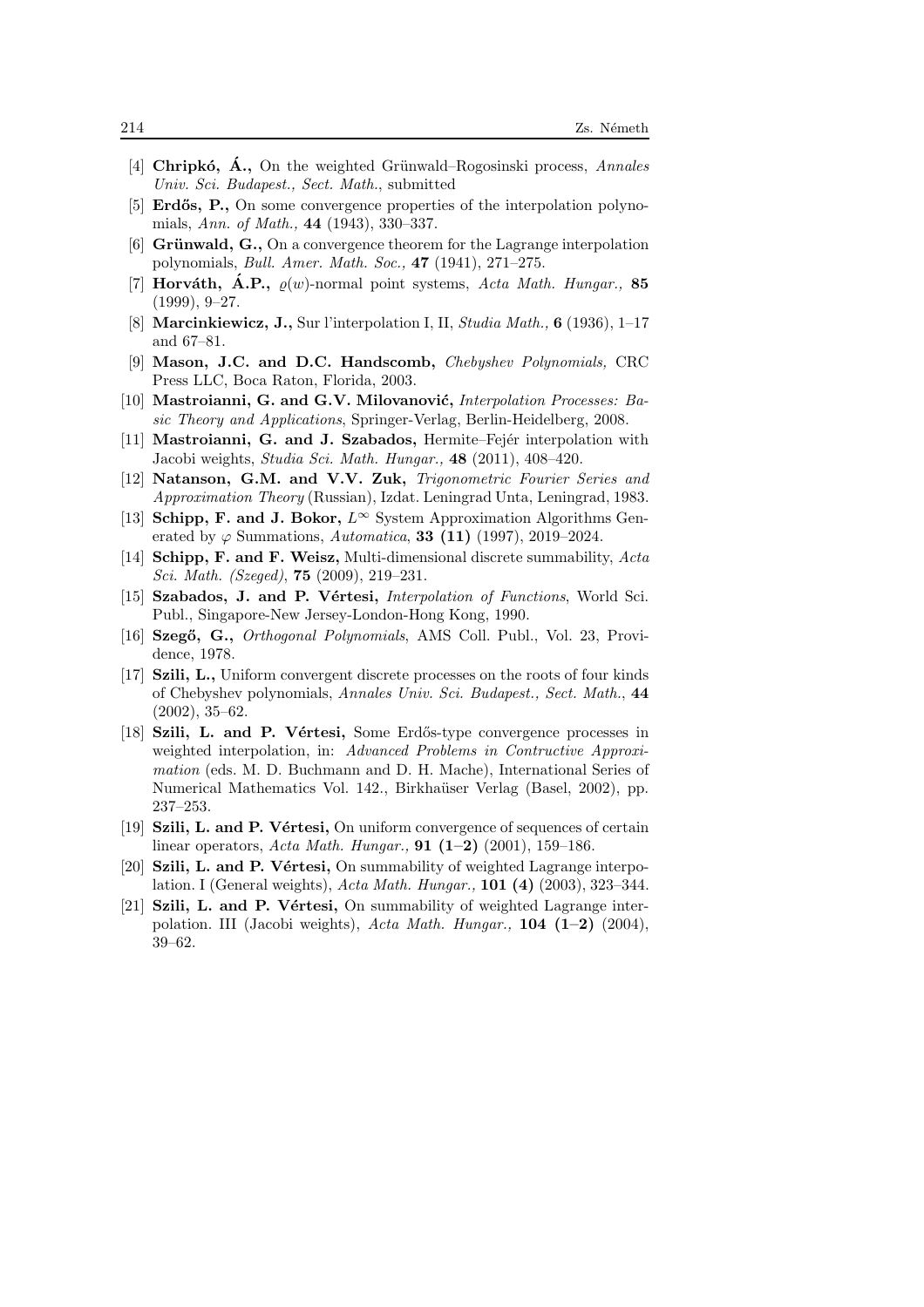[4] **Chripkó, Á.,** On the weighted Grünwald–Rogosinski process, *Annales Univ. Sci. Budapest., Sect. Math.*, submitted

[5] **Erdős, P.,** On some convergence properties of the interpolation polynomials, *Ann. of Math.,* **44** (1943), 330–337.

[6] **Grünwald, G.,** On a convergence theorem for the Lagrange interpolation polynomials, *Bull. Amer. Math. Soc.,* **47** (1941), 271–275.

[7] **Horváth, Á.P.,** $\varrho(w)$-normal point systems, *Acta Math. Hungar.,* **85** (1999), 9–27.

[8] **Marcinkiewicz, J.,** Sur l'interpolation I, II, *Studia Math.,* **6** (1936), 1–17 and 67–81.

[9] **Mason, J.C. and D.C. Handscomb,** *Chebyshev Polynomials,* CRC Press LLC, Boca Raton, Florida, 2003.

[10] **Mastroianni, G. and G.V. Milovanović,** *Interpolation Processes: Basic Theory and Applications*, Springer-Verlag, Berlin-Heidelberg, 2008.

[11] **Mastroianni, G. and J. Szabados,** Hermite–Fejér interpolation with Jacobi weights, *Studia Sci. Math. Hungar.,* **48** (2011), 408–420.

[12] **Natanson, G.M. and V.V. Zuk,** *Trigonometric Fourier Series and Approximation Theory* (Russian), Izdat. Leningrad Unta, Leningrad, 1983.

[13] **Schipp, F. and J. Bokor,** $L^\infty$ System Approximation Algorithms Generated by $\varphi$ Summations, *Automatica*, **33 (11)** (1997), 2019–2024.

[14] **Schipp, F. and F. Weisz,** Multi-dimensional discrete summability, *Acta Sci. Math. (Szeged)*, **75** (2009), 219–231.

[15] **Szabados, J. and P. Vértesi,** *Interpolation of Functions*, World Sci. Publ., Singapore-New Jersey-London-Hong Kong, 1990.

[16] **Szegő, G.,** *Orthogonal Polynomials*, AMS Coll. Publ., Vol. 23, Providence, 1978.

[17] **Szili, L.,** Uniform convergent discrete processes on the roots of four kinds of Chebyshev polynomials, *Annales Univ. Sci. Budapest., Sect. Math.*, **44** (2002), 35–62.

[18] **Szili, L. and P. Vértesi,** Some Erdős-type convergence processes in weighted interpolation, in: *Advanced Problems in Contructive Approximation* (eds. M. D. Buchmann and D. H. Mache), International Series of Numerical Mathematics Vol. 142., Birkhaüser Verlag (Basel, 2002), pp. 237–253.

[19] **Szili, L. and P. Vértesi,** On uniform convergence of sequences of certain linear operators, *Acta Math. Hungar.,* **91 (1–2)** (2001), 159–186.

[20] **Szili, L. and P. Vértesi,** On summability of weighted Lagrange interpolation. I (General weights), *Acta Math. Hungar.,* **101 (4)** (2003), 323–344.

[21] **Szili, L. and P. Vértesi,** On summability of weighted Lagrange interpolation. III (Jacobi weights), *Acta Math. Hungar.,* **104 (1–2)** (2004), 39–62.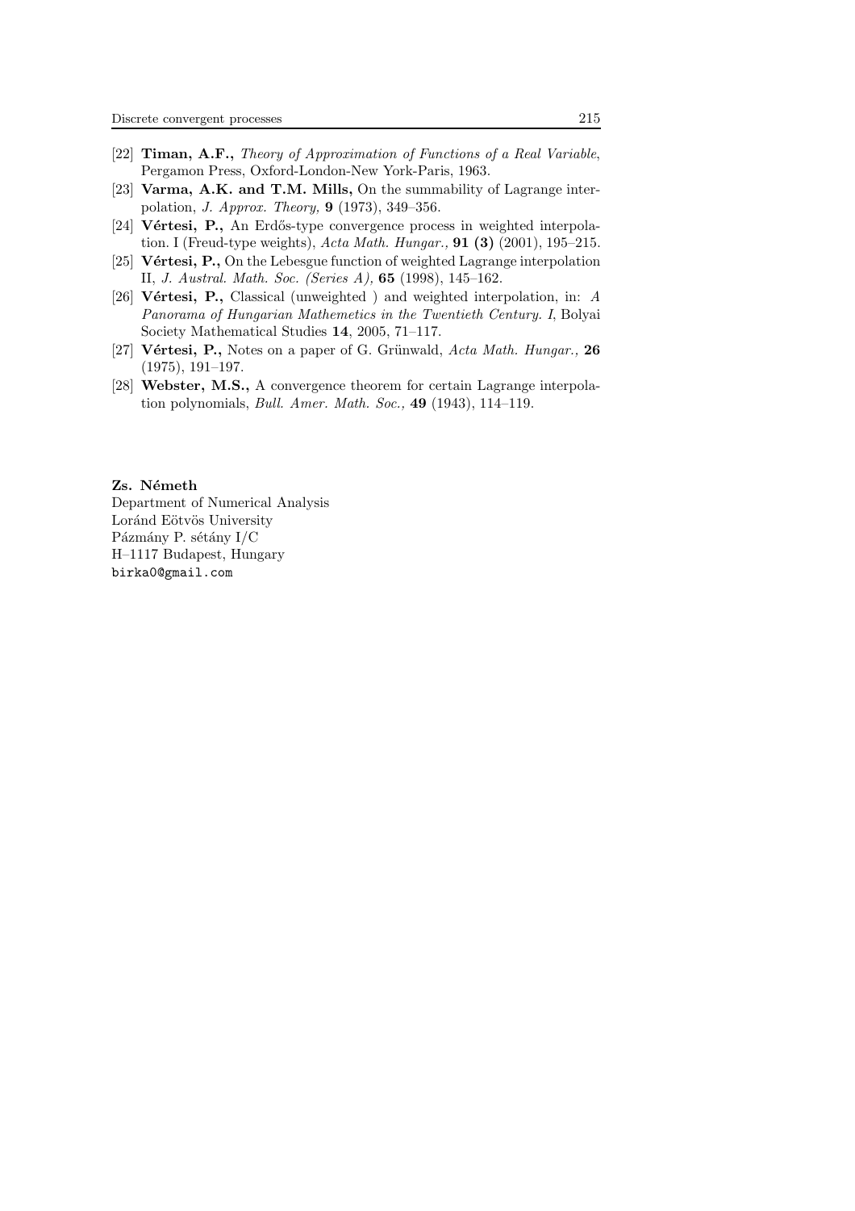[22] **Timan, A.F.,** *Theory of Approximation of Functions of a Real Variable*, Pergamon Press, Oxford-London-New York-Paris, 1963.

[23] **Varma, A.K. and T.M. Mills,** On the summability of Lagrange interpolation, *J. Approx. Theory,* **9** (1973), 349–356.

[24] **Vértesi, P.,** An Erdős-type convergence process in weighted interpolation. I (Freud-type weights), *Acta Math. Hungar.,* **91 (3)** (2001), 195–215.

[25] **Vértesi, P.,** On the Lebesgue function of weighted Lagrange interpolation II, *J. Austral. Math. Soc. (Series A),* **65** (1998), 145–162.

[26] **Vértesi, P.,** Classical (unweighted ) and weighted interpolation, in: *A Panorama of Hungarian Mathemetics in the Twentieth Century. I*, Bolyai Society Mathematical Studies **14**, 2005, 71–117.

[27] **Vértesi, P.,** Notes on a paper of G. Grünwald, *Acta Math. Hungar.,* **26** (1975), 191–197.

[28] **Webster, M.S.,** A convergence theorem for certain Lagrange interpolation polynomials, *Bull. Amer. Math. Soc.,* **49** (1943), 114–119.

**Zs. Németh**
Department of Numerical Analysis
Loránd Eötvös University
Pázmány P. sétány I/C
H–1117 Budapest, Hungary
birka0@gmail.com